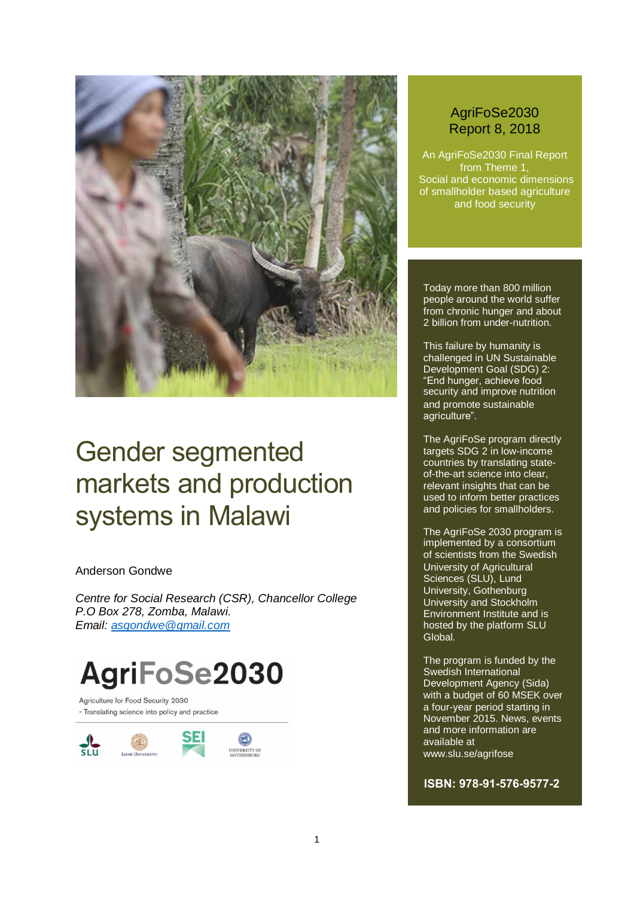AgriFoSe2030
Report 8, 2018

An AgriFoSe2030 Final Report from Theme 1,
Social and economic dimensions of smallholder based agriculture and food security

# Gender segmented markets and production systems in Malawi

Anderson Gondwe

*Centre for Social Research (CSR), Chancellor College*
*P.O Box 278, Zomba, Malawi.*
*Email: asgondwe@gmail.com*

**AgriFoSe2030**

Agriculture for Food Security 2030
- Translating science into policy and practice

SLU | Lund University | SEI | University of Gothenburg

Today more than 800 million people around the world suffer from chronic hunger and about 2 billion from under-nutrition.

This failure by humanity is challenged in UN Sustainable Development Goal (SDG) 2: "End hunger, achieve food security and improve nutrition and promote sustainable agriculture".

The AgriFoSe program directly targets SDG 2 in low-income countries by translating state-of-the-art science into clear, relevant insights that can be used to inform better practices and policies for smallholders.

The AgriFoSe 2030 program is implemented by a consortium of scientists from the Swedish University of Agricultural Sciences (SLU), Lund University, Gothenburg University and Stockholm Environment Institute and is hosted by the platform SLU Global.

The program is funded by the Swedish International Development Agency (Sida) with a budget of 60 MSEK over a four-year period starting in November 2015. News, events and more information are available at www.slu.se/agrifose

**ISBN: 978-91-576-9577-2**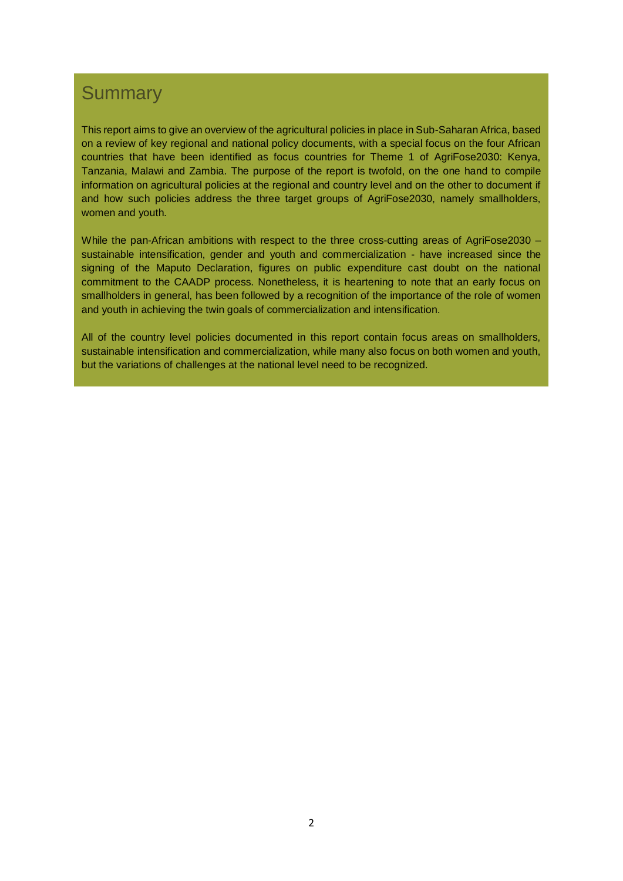# Summary

This report aims to give an overview of the agricultural policies in place in Sub-Saharan Africa, based on a review of key regional and national policy documents, with a special focus on the four African countries that have been identified as focus countries for Theme 1 of AgriFose2030: Kenya, Tanzania, Malawi and Zambia. The purpose of the report is twofold, on the one hand to compile information on agricultural policies at the regional and country level and on the other to document if and how such policies address the three target groups of AgriFose2030, namely smallholders, women and youth.

While the pan-African ambitions with respect to the three cross-cutting areas of AgriFose2030 – sustainable intensification, gender and youth and commercialization - have increased since the signing of the Maputo Declaration, figures on public expenditure cast doubt on the national commitment to the CAADP process. Nonetheless, it is heartening to note that an early focus on smallholders in general, has been followed by a recognition of the importance of the role of women and youth in achieving the twin goals of commercialization and intensification.

All of the country level policies documented in this report contain focus areas on smallholders, sustainable intensification and commercialization, while many also focus on both women and youth, but the variations of challenges at the national level need to be recognized.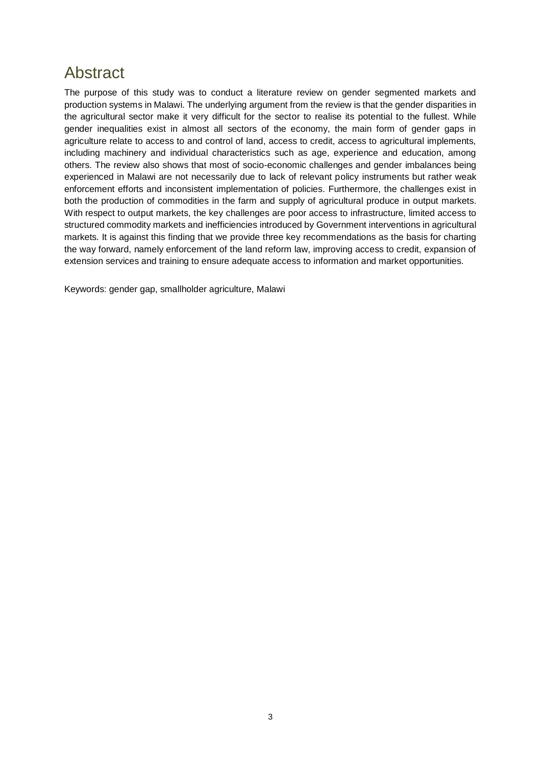# Abstract

The purpose of this study was to conduct a literature review on gender segmented markets and production systems in Malawi. The underlying argument from the review is that the gender disparities in the agricultural sector make it very difficult for the sector to realise its potential to the fullest. While gender inequalities exist in almost all sectors of the economy, the main form of gender gaps in agriculture relate to access to and control of land, access to credit, access to agricultural implements, including machinery and individual characteristics such as age, experience and education, among others. The review also shows that most of socio-economic challenges and gender imbalances being experienced in Malawi are not necessarily due to lack of relevant policy instruments but rather weak enforcement efforts and inconsistent implementation of policies. Furthermore, the challenges exist in both the production of commodities in the farm and supply of agricultural produce in output markets. With respect to output markets, the key challenges are poor access to infrastructure, limited access to structured commodity markets and inefficiencies introduced by Government interventions in agricultural markets. It is against this finding that we provide three key recommendations as the basis for charting the way forward, namely enforcement of the land reform law, improving access to credit, expansion of extension services and training to ensure adequate access to information and market opportunities.

Keywords: gender gap, smallholder agriculture, Malawi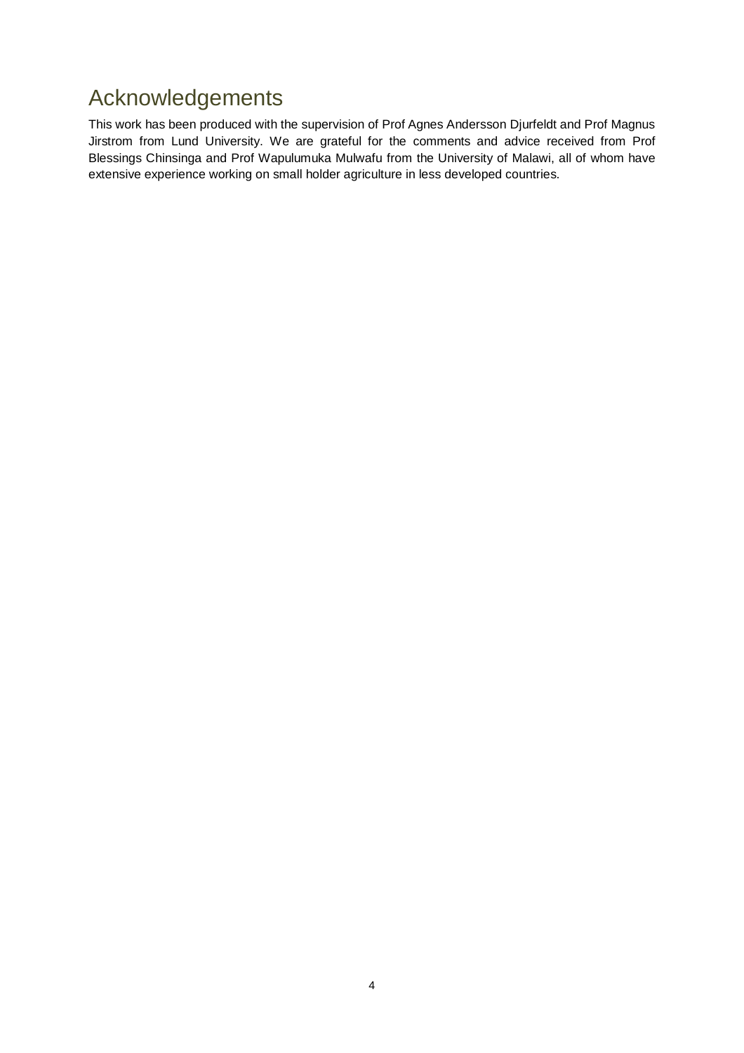# Acknowledgements

This work has been produced with the supervision of Prof Agnes Andersson Djurfeldt and Prof Magnus Jirstrom from Lund University. We are grateful for the comments and advice received from Prof Blessings Chinsinga and Prof Wapulumuka Mulwafu from the University of Malawi, all of whom have extensive experience working on small holder agriculture in less developed countries.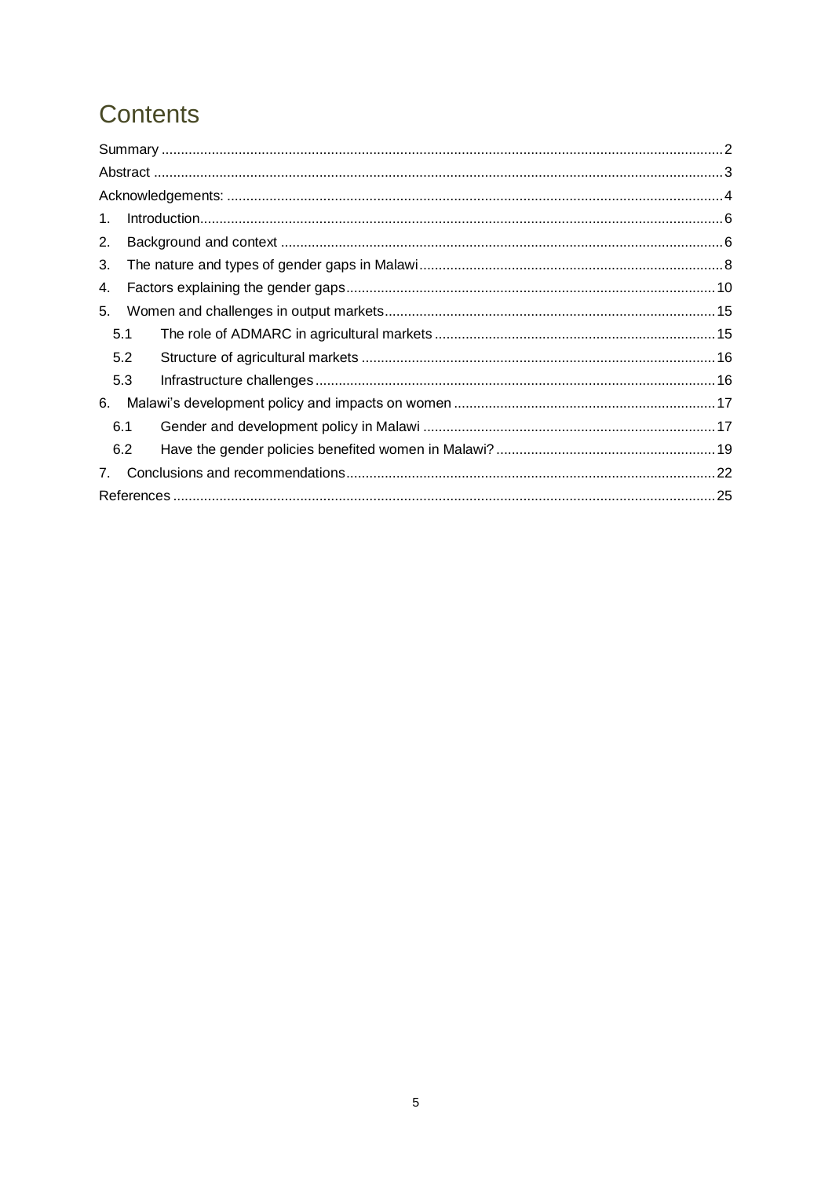# Contents

Summary ........................................................................................................................................2
Abstract ..........................................................................................................................................3
Acknowledgements: .......................................................................................................................4
1. Introduction..............................................................................................................................6
2. Background and context .........................................................................................................6
3. The nature and types of gender gaps in Malawi......................................................................8
4. Factors explaining the gender gaps.......................................................................................10
5. Women and challenges in output markets.............................................................................15
   5.1 The role of ADMARC in agricultural markets ................................................................15
   5.2 Structure of agricultural markets ...................................................................................16
   5.3 Infrastructure challenges...............................................................................................16
6. Malawi's development policy and impacts on women ...........................................................17
   6.1 Gender and development policy in Malawi ...................................................................17
   6.2 Have the gender policies benefited women in Malawi?.................................................19
7. Conclusions and recommendations.......................................................................................22
References ...................................................................................................................................25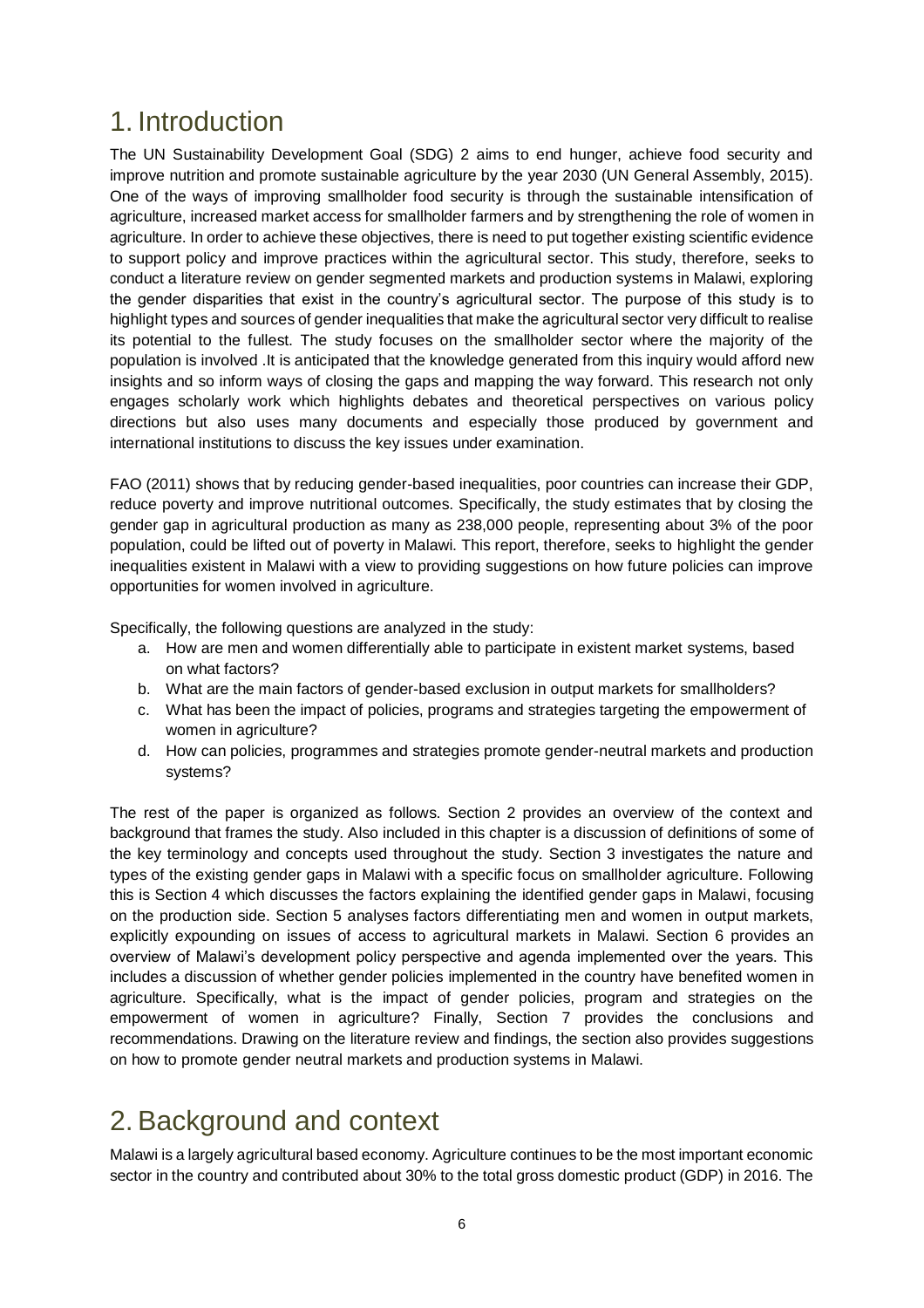# 1. Introduction

The UN Sustainability Development Goal (SDG) 2 aims to end hunger, achieve food security and improve nutrition and promote sustainable agriculture by the year 2030 (UN General Assembly, 2015). One of the ways of improving smallholder food security is through the sustainable intensification of agriculture, increased market access for smallholder farmers and by strengthening the role of women in agriculture. In order to achieve these objectives, there is need to put together existing scientific evidence to support policy and improve practices within the agricultural sector. This study, therefore, seeks to conduct a literature review on gender segmented markets and production systems in Malawi, exploring the gender disparities that exist in the country's agricultural sector. The purpose of this study is to highlight types and sources of gender inequalities that make the agricultural sector very difficult to realise its potential to the fullest. The study focuses on the smallholder sector where the majority of the population is involved .It is anticipated that the knowledge generated from this inquiry would afford new insights and so inform ways of closing the gaps and mapping the way forward. This research not only engages scholarly work which highlights debates and theoretical perspectives on various policy directions but also uses many documents and especially those produced by government and international institutions to discuss the key issues under examination.

FAO (2011) shows that by reducing gender-based inequalities, poor countries can increase their GDP, reduce poverty and improve nutritional outcomes. Specifically, the study estimates that by closing the gender gap in agricultural production as many as 238,000 people, representing about 3% of the poor population, could be lifted out of poverty in Malawi. This report, therefore, seeks to highlight the gender inequalities existent in Malawi with a view to providing suggestions on how future policies can improve opportunities for women involved in agriculture.

Specifically, the following questions are analyzed in the study:

a. How are men and women differentially able to participate in existent market systems, based on what factors?
b. What are the main factors of gender-based exclusion in output markets for smallholders?
c. What has been the impact of policies, programs and strategies targeting the empowerment of women in agriculture?
d. How can policies, programmes and strategies promote gender-neutral markets and production systems?

The rest of the paper is organized as follows. Section 2 provides an overview of the context and background that frames the study. Also included in this chapter is a discussion of definitions of some of the key terminology and concepts used throughout the study. Section 3 investigates the nature and types of the existing gender gaps in Malawi with a specific focus on smallholder agriculture. Following this is Section 4 which discusses the factors explaining the identified gender gaps in Malawi, focusing on the production side. Section 5 analyses factors differentiating men and women in output markets, explicitly expounding on issues of access to agricultural markets in Malawi. Section 6 provides an overview of Malawi's development policy perspective and agenda implemented over the years. This includes a discussion of whether gender policies implemented in the country have benefited women in agriculture. Specifically, what is the impact of gender policies, program and strategies on the empowerment of women in agriculture? Finally, Section 7 provides the conclusions and recommendations. Drawing on the literature review and findings, the section also provides suggestions on how to promote gender neutral markets and production systems in Malawi.

# 2. Background and context

Malawi is a largely agricultural based economy. Agriculture continues to be the most important economic sector in the country and contributed about 30% to the total gross domestic product (GDP) in 2016. The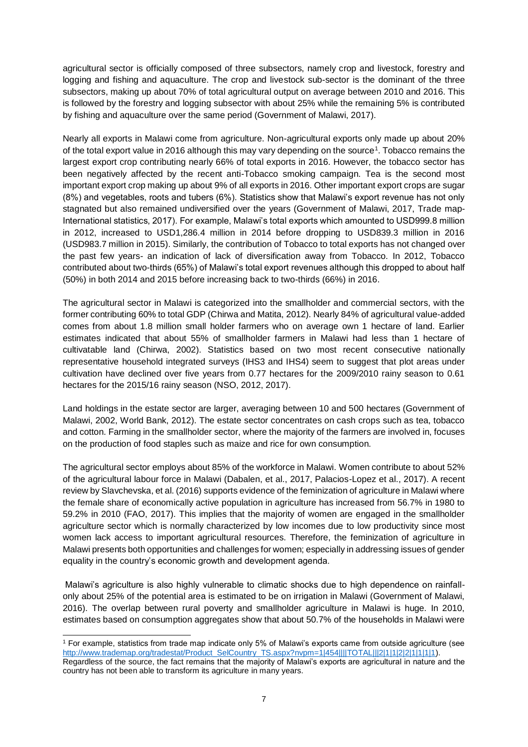agricultural sector is officially composed of three subsectors, namely crop and livestock, forestry and logging and fishing and aquaculture. The crop and livestock sub-sector is the dominant of the three subsectors, making up about 70% of total agricultural output on average between 2010 and 2016. This is followed by the forestry and logging subsector with about 25% while the remaining 5% is contributed by fishing and aquaculture over the same period (Government of Malawi, 2017).

Nearly all exports in Malawi come from agriculture. Non-agricultural exports only made up about 20% of the total export value in 2016 although this may vary depending on the source[1]. Tobacco remains the largest export crop contributing nearly 66% of total exports in 2016. However, the tobacco sector has been negatively affected by the recent anti-Tobacco smoking campaign. Tea is the second most important export crop making up about 9% of all exports in 2016. Other important export crops are sugar (8%) and vegetables, roots and tubers (6%). Statistics show that Malawi's export revenue has not only stagnated but also remained undiversified over the years (Government of Malawi, 2017, Trade map-International statistics, 2017). For example, Malawi's total exports which amounted to USD999.8 million in 2012, increased to USD1,286.4 million in 2014 before dropping to USD839.3 million in 2016 (USD983.7 million in 2015). Similarly, the contribution of Tobacco to total exports has not changed over the past few years- an indication of lack of diversification away from Tobacco. In 2012, Tobacco contributed about two-thirds (65%) of Malawi's total export revenues although this dropped to about half (50%) in both 2014 and 2015 before increasing back to two-thirds (66%) in 2016.

The agricultural sector in Malawi is categorized into the smallholder and commercial sectors, with the former contributing 60% to total GDP (Chirwa and Matita, 2012). Nearly 84% of agricultural value-added comes from about 1.8 million small holder farmers who on average own 1 hectare of land. Earlier estimates indicated that about 55% of smallholder farmers in Malawi had less than 1 hectare of cultivatable land (Chirwa, 2002). Statistics based on two most recent consecutive nationally representative household integrated surveys (IHS3 and IHS4) seem to suggest that plot areas under cultivation have declined over five years from 0.77 hectares for the 2009/2010 rainy season to 0.61 hectares for the 2015/16 rainy season (NSO, 2012, 2017).

Land holdings in the estate sector are larger, averaging between 10 and 500 hectares (Government of Malawi, 2002, World Bank, 2012). The estate sector concentrates on cash crops such as tea, tobacco and cotton. Farming in the smallholder sector, where the majority of the farmers are involved in, focuses on the production of food staples such as maize and rice for own consumption.

The agricultural sector employs about 85% of the workforce in Malawi. Women contribute to about 52% of the agricultural labour force in Malawi (Dabalen, et al., 2017, Palacios-Lopez et al., 2017). A recent review by Slavchevska, et al. (2016) supports evidence of the feminization of agriculture in Malawi where the female share of economically active population in agriculture has increased from 56.7% in 1980 to 59.2% in 2010 (FAO, 2017). This implies that the majority of women are engaged in the smallholder agriculture sector which is normally characterized by low incomes due to low productivity since most women lack access to important agricultural resources. Therefore, the feminization of agriculture in Malawi presents both opportunities and challenges for women; especially in addressing issues of gender equality in the country's economic growth and development agenda.

Malawi's agriculture is also highly vulnerable to climatic shocks due to high dependence on rainfall- only about 25% of the potential area is estimated to be on irrigation in Malawi (Government of Malawi, 2016). The overlap between rural poverty and smallholder agriculture in Malawi is huge. In 2010, estimates based on consumption aggregates show that about 50.7% of the households in Malawi were

---

[1] For example, statistics from trade map indicate only 5% of Malawi's exports came from outside agriculture (see http://www.trademap.org/tradestat/Product_SelCountry_TS.aspx?nvpm=1|454||||TOTAL|||2|1|1|2|2|1|1|1|1). Regardless of the source, the fact remains that the majority of Malawi's exports are agricultural in nature and the country has not been able to transform its agriculture in many years.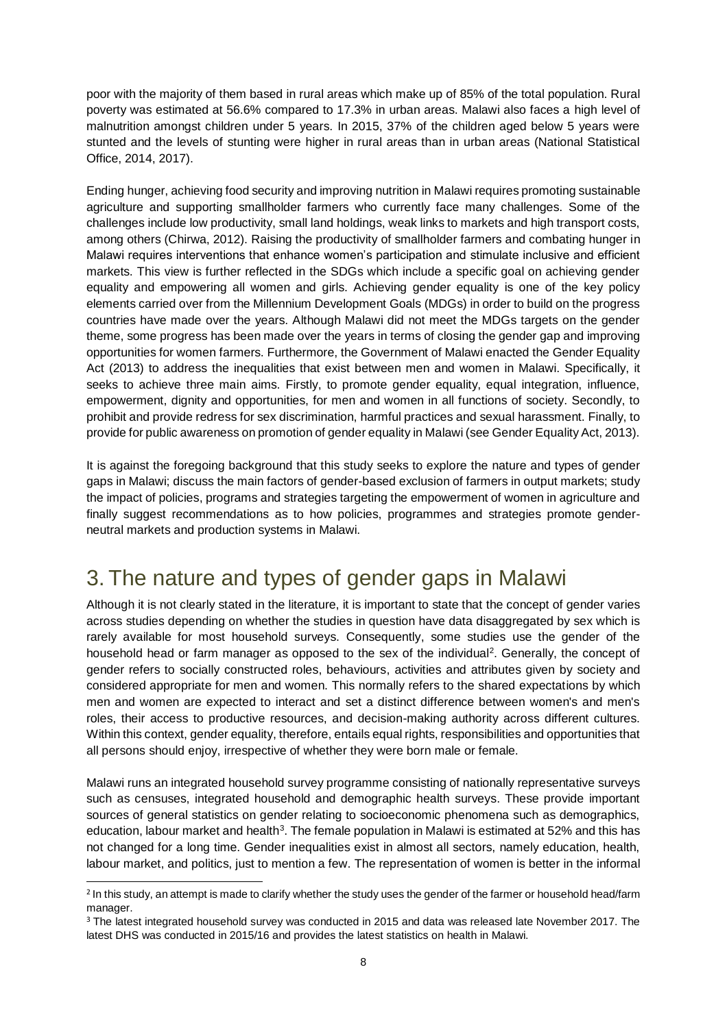poor with the majority of them based in rural areas which make up of 85% of the total population. Rural poverty was estimated at 56.6% compared to 17.3% in urban areas. Malawi also faces a high level of malnutrition amongst children under 5 years. In 2015, 37% of the children aged below 5 years were stunted and the levels of stunting were higher in rural areas than in urban areas (National Statistical Office, 2014, 2017).

Ending hunger, achieving food security and improving nutrition in Malawi requires promoting sustainable agriculture and supporting smallholder farmers who currently face many challenges. Some of the challenges include low productivity, small land holdings, weak links to markets and high transport costs, among others (Chirwa, 2012). Raising the productivity of smallholder farmers and combating hunger in Malawi requires interventions that enhance women's participation and stimulate inclusive and efficient markets. This view is further reflected in the SDGs which include a specific goal on achieving gender equality and empowering all women and girls. Achieving gender equality is one of the key policy elements carried over from the Millennium Development Goals (MDGs) in order to build on the progress countries have made over the years. Although Malawi did not meet the MDGs targets on the gender theme, some progress has been made over the years in terms of closing the gender gap and improving opportunities for women farmers. Furthermore, the Government of Malawi enacted the Gender Equality Act (2013) to address the inequalities that exist between men and women in Malawi. Specifically, it seeks to achieve three main aims. Firstly, to promote gender equality, equal integration, influence, empowerment, dignity and opportunities, for men and women in all functions of society. Secondly, to prohibit and provide redress for sex discrimination, harmful practices and sexual harassment. Finally, to provide for public awareness on promotion of gender equality in Malawi (see Gender Equality Act, 2013).

It is against the foregoing background that this study seeks to explore the nature and types of gender gaps in Malawi; discuss the main factors of gender-based exclusion of farmers in output markets; study the impact of policies, programs and strategies targeting the empowerment of women in agriculture and finally suggest recommendations as to how policies, programmes and strategies promote gender-neutral markets and production systems in Malawi.

# 3. The nature and types of gender gaps in Malawi

Although it is not clearly stated in the literature, it is important to state that the concept of gender varies across studies depending on whether the studies in question have data disaggregated by sex which is rarely available for most household surveys. Consequently, some studies use the gender of the household head or farm manager as opposed to the sex of the individual[2]. Generally, the concept of gender refers to socially constructed roles, behaviours, activities and attributes given by society and considered appropriate for men and women. This normally refers to the shared expectations by which men and women are expected to interact and set a distinct difference between women's and men's roles, their access to productive resources, and decision-making authority across different cultures. Within this context, gender equality, therefore, entails equal rights, responsibilities and opportunities that all persons should enjoy, irrespective of whether they were born male or female.

Malawi runs an integrated household survey programme consisting of nationally representative surveys such as censuses, integrated household and demographic health surveys. These provide important sources of general statistics on gender relating to socioeconomic phenomena such as demographics, education, labour market and health[3]. The female population in Malawi is estimated at 52% and this has not changed for a long time. Gender inequalities exist in almost all sectors, namely education, health, labour market, and politics, just to mention a few. The representation of women is better in the informal

[2] In this study, an attempt is made to clarify whether the study uses the gender of the farmer or household head/farm manager.

[3] The latest integrated household survey was conducted in 2015 and data was released late November 2017. The latest DHS was conducted in 2015/16 and provides the latest statistics on health in Malawi.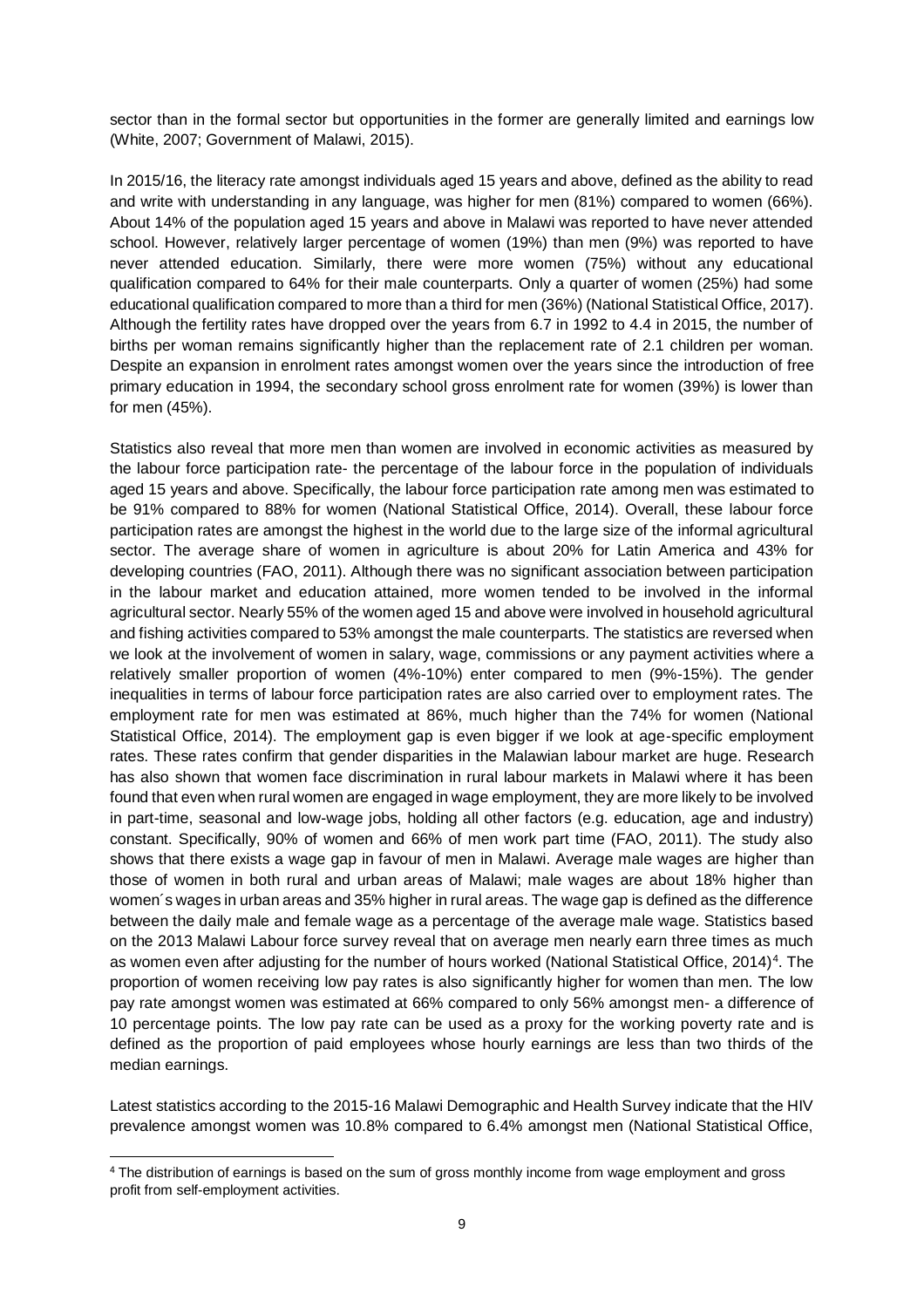sector than in the formal sector but opportunities in the former are generally limited and earnings low (White, 2007; Government of Malawi, 2015).

In 2015/16, the literacy rate amongst individuals aged 15 years and above, defined as the ability to read and write with understanding in any language, was higher for men (81%) compared to women (66%). About 14% of the population aged 15 years and above in Malawi was reported to have never attended school. However, relatively larger percentage of women (19%) than men (9%) was reported to have never attended education. Similarly, there were more women (75%) without any educational qualification compared to 64% for their male counterparts. Only a quarter of women (25%) had some educational qualification compared to more than a third for men (36%) (National Statistical Office, 2017). Although the fertility rates have dropped over the years from 6.7 in 1992 to 4.4 in 2015, the number of births per woman remains significantly higher than the replacement rate of 2.1 children per woman. Despite an expansion in enrolment rates amongst women over the years since the introduction of free primary education in 1994, the secondary school gross enrolment rate for women (39%) is lower than for men (45%).

Statistics also reveal that more men than women are involved in economic activities as measured by the labour force participation rate- the percentage of the labour force in the population of individuals aged 15 years and above. Specifically, the labour force participation rate among men was estimated to be 91% compared to 88% for women (National Statistical Office, 2014). Overall, these labour force participation rates are amongst the highest in the world due to the large size of the informal agricultural sector. The average share of women in agriculture is about 20% for Latin America and 43% for developing countries (FAO, 2011). Although there was no significant association between participation in the labour market and education attained, more women tended to be involved in the informal agricultural sector. Nearly 55% of the women aged 15 and above were involved in household agricultural and fishing activities compared to 53% amongst the male counterparts. The statistics are reversed when we look at the involvement of women in salary, wage, commissions or any payment activities where a relatively smaller proportion of women (4%-10%) enter compared to men (9%-15%). The gender inequalities in terms of labour force participation rates are also carried over to employment rates. The employment rate for men was estimated at 86%, much higher than the 74% for women (National Statistical Office, 2014). The employment gap is even bigger if we look at age-specific employment rates. These rates confirm that gender disparities in the Malawian labour market are huge. Research has also shown that women face discrimination in rural labour markets in Malawi where it has been found that even when rural women are engaged in wage employment, they are more likely to be involved in part-time, seasonal and low-wage jobs, holding all other factors (e.g. education, age and industry) constant. Specifically, 90% of women and 66% of men work part time (FAO, 2011). The study also shows that there exists a wage gap in favour of men in Malawi. Average male wages are higher than those of women in both rural and urban areas of Malawi; male wages are about 18% higher than women´s wages in urban areas and 35% higher in rural areas. The wage gap is defined as the difference between the daily male and female wage as a percentage of the average male wage. Statistics based on the 2013 Malawi Labour force survey reveal that on average men nearly earn three times as much as women even after adjusting for the number of hours worked (National Statistical Office, 2014)[4]. The proportion of women receiving low pay rates is also significantly higher for women than men. The low pay rate amongst women was estimated at 66% compared to only 56% amongst men- a difference of 10 percentage points. The low pay rate can be used as a proxy for the working poverty rate and is defined as the proportion of paid employees whose hourly earnings are less than two thirds of the median earnings.

Latest statistics according to the 2015-16 Malawi Demographic and Health Survey indicate that the HIV prevalence amongst women was 10.8% compared to 6.4% amongst men (National Statistical Office,

[4] The distribution of earnings is based on the sum of gross monthly income from wage employment and gross profit from self-employment activities.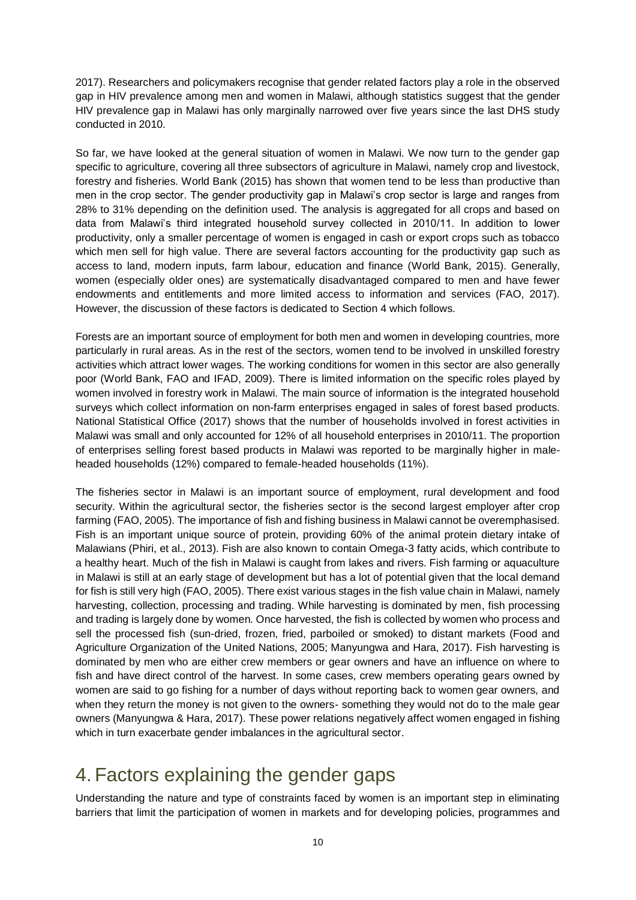2017). Researchers and policymakers recognise that gender related factors play a role in the observed gap in HIV prevalence among men and women in Malawi, although statistics suggest that the gender HIV prevalence gap in Malawi has only marginally narrowed over five years since the last DHS study conducted in 2010.

So far, we have looked at the general situation of women in Malawi. We now turn to the gender gap specific to agriculture, covering all three subsectors of agriculture in Malawi, namely crop and livestock, forestry and fisheries. World Bank (2015) has shown that women tend to be less than productive than men in the crop sector. The gender productivity gap in Malawi's crop sector is large and ranges from 28% to 31% depending on the definition used. The analysis is aggregated for all crops and based on data from Malawi's third integrated household survey collected in 2010/11. In addition to lower productivity, only a smaller percentage of women is engaged in cash or export crops such as tobacco which men sell for high value. There are several factors accounting for the productivity gap such as access to land, modern inputs, farm labour, education and finance (World Bank, 2015). Generally, women (especially older ones) are systematically disadvantaged compared to men and have fewer endowments and entitlements and more limited access to information and services (FAO, 2017). However, the discussion of these factors is dedicated to Section 4 which follows.

Forests are an important source of employment for both men and women in developing countries, more particularly in rural areas. As in the rest of the sectors, women tend to be involved in unskilled forestry activities which attract lower wages. The working conditions for women in this sector are also generally poor (World Bank, FAO and IFAD, 2009). There is limited information on the specific roles played by women involved in forestry work in Malawi. The main source of information is the integrated household surveys which collect information on non-farm enterprises engaged in sales of forest based products. National Statistical Office (2017) shows that the number of households involved in forest activities in Malawi was small and only accounted for 12% of all household enterprises in 2010/11. The proportion of enterprises selling forest based products in Malawi was reported to be marginally higher in male-headed households (12%) compared to female-headed households (11%).

The fisheries sector in Malawi is an important source of employment, rural development and food security. Within the agricultural sector, the fisheries sector is the second largest employer after crop farming (FAO, 2005). The importance of fish and fishing business in Malawi cannot be overemphasised. Fish is an important unique source of protein, providing 60% of the animal protein dietary intake of Malawians (Phiri, et al., 2013). Fish are also known to contain Omega-3 fatty acids, which contribute to a healthy heart. Much of the fish in Malawi is caught from lakes and rivers. Fish farming or aquaculture in Malawi is still at an early stage of development but has a lot of potential given that the local demand for fish is still very high (FAO, 2005). There exist various stages in the fish value chain in Malawi, namely harvesting, collection, processing and trading. While harvesting is dominated by men, fish processing and trading is largely done by women. Once harvested, the fish is collected by women who process and sell the processed fish (sun-dried, frozen, fried, parboiled or smoked) to distant markets (Food and Agriculture Organization of the United Nations, 2005; Manyungwa and Hara, 2017). Fish harvesting is dominated by men who are either crew members or gear owners and have an influence on where to fish and have direct control of the harvest. In some cases, crew members operating gears owned by women are said to go fishing for a number of days without reporting back to women gear owners, and when they return the money is not given to the owners- something they would not do to the male gear owners (Manyungwa & Hara, 2017). These power relations negatively affect women engaged in fishing which in turn exacerbate gender imbalances in the agricultural sector.

# 4. Factors explaining the gender gaps

Understanding the nature and type of constraints faced by women is an important step in eliminating barriers that limit the participation of women in markets and for developing policies, programmes and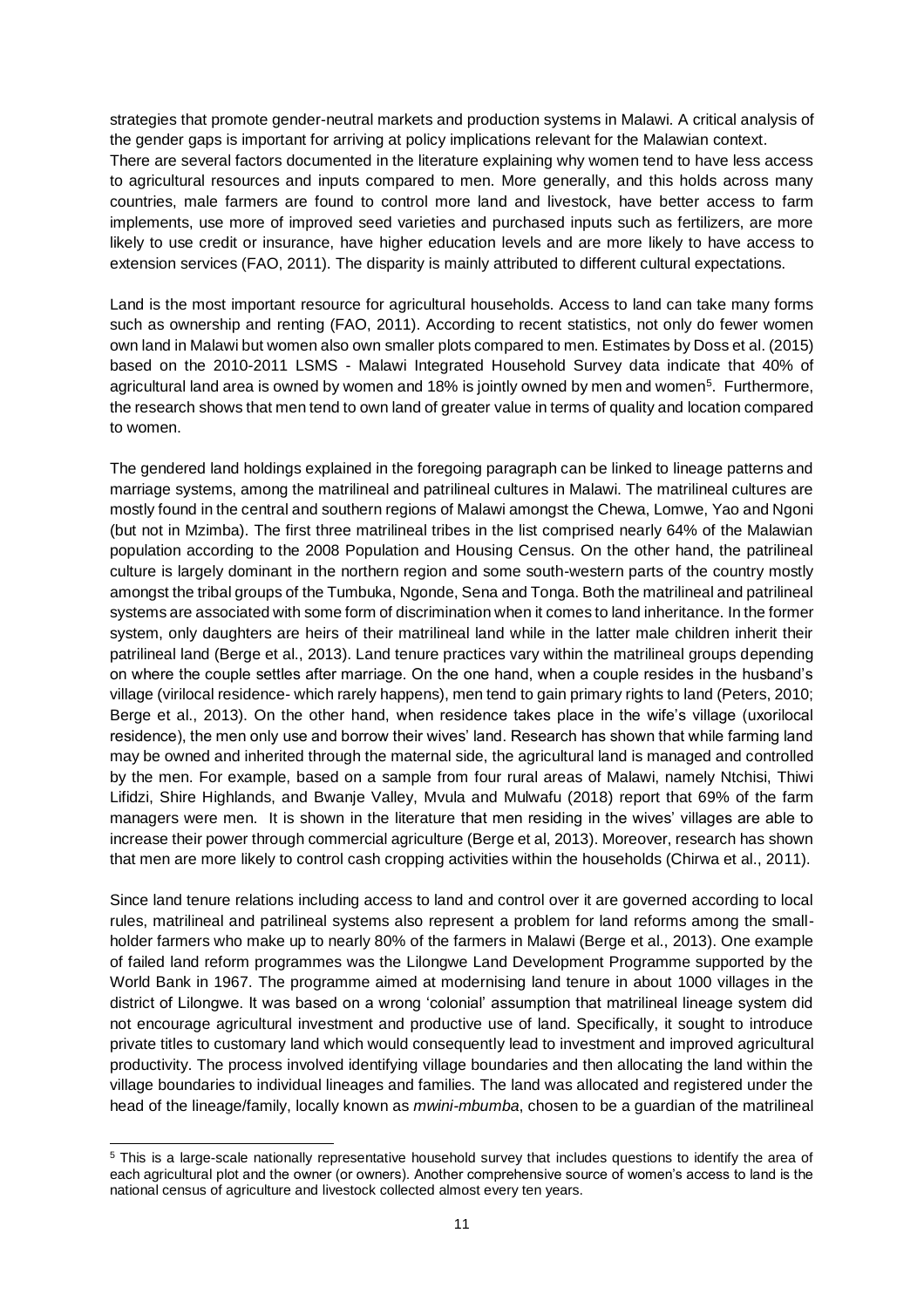strategies that promote gender-neutral markets and production systems in Malawi. A critical analysis of the gender gaps is important for arriving at policy implications relevant for the Malawian context.
There are several factors documented in the literature explaining why women tend to have less access to agricultural resources and inputs compared to men. More generally, and this holds across many countries, male farmers are found to control more land and livestock, have better access to farm implements, use more of improved seed varieties and purchased inputs such as fertilizers, are more likely to use credit or insurance, have higher education levels and are more likely to have access to extension services (FAO, 2011). The disparity is mainly attributed to different cultural expectations.

Land is the most important resource for agricultural households. Access to land can take many forms such as ownership and renting (FAO, 2011). According to recent statistics, not only do fewer women own land in Malawi but women also own smaller plots compared to men. Estimates by Doss et al. (2015) based on the 2010-2011 LSMS - Malawi Integrated Household Survey data indicate that 40% of agricultural land area is owned by women and 18% is jointly owned by men and women[5]. Furthermore, the research shows that men tend to own land of greater value in terms of quality and location compared to women.

The gendered land holdings explained in the foregoing paragraph can be linked to lineage patterns and marriage systems, among the matrilineal and patrilineal cultures in Malawi. The matrilineal cultures are mostly found in the central and southern regions of Malawi amongst the Chewa, Lomwe, Yao and Ngoni (but not in Mzimba). The first three matrilineal tribes in the list comprised nearly 64% of the Malawian population according to the 2008 Population and Housing Census. On the other hand, the patrilineal culture is largely dominant in the northern region and some south-western parts of the country mostly amongst the tribal groups of the Tumbuka, Ngonde, Sena and Tonga. Both the matrilineal and patrilineal systems are associated with some form of discrimination when it comes to land inheritance. In the former system, only daughters are heirs of their matrilineal land while in the latter male children inherit their patrilineal land (Berge et al., 2013). Land tenure practices vary within the matrilineal groups depending on where the couple settles after marriage. On the one hand, when a couple resides in the husband's village (virilocal residence- which rarely happens), men tend to gain primary rights to land (Peters, 2010; Berge et al., 2013). On the other hand, when residence takes place in the wife's village (uxorilocal residence), the men only use and borrow their wives' land. Research has shown that while farming land may be owned and inherited through the maternal side, the agricultural land is managed and controlled by the men. For example, based on a sample from four rural areas of Malawi, namely Ntchisi, Thiwi Lifidzi, Shire Highlands, and Bwanje Valley, Mvula and Mulwafu (2018) report that 69% of the farm managers were men. It is shown in the literature that men residing in the wives' villages are able to increase their power through commercial agriculture (Berge et al, 2013). Moreover, research has shown that men are more likely to control cash cropping activities within the households (Chirwa et al., 2011).

Since land tenure relations including access to land and control over it are governed according to local rules, matrilineal and patrilineal systems also represent a problem for land reforms among the small-holder farmers who make up to nearly 80% of the farmers in Malawi (Berge et al., 2013). One example of failed land reform programmes was the Lilongwe Land Development Programme supported by the World Bank in 1967. The programme aimed at modernising land tenure in about 1000 villages in the district of Lilongwe. It was based on a wrong 'colonial' assumption that matrilineal lineage system did not encourage agricultural investment and productive use of land. Specifically, it sought to introduce private titles to customary land which would consequently lead to investment and improved agricultural productivity. The process involved identifying village boundaries and then allocating the land within the village boundaries to individual lineages and families. The land was allocated and registered under the head of the lineage/family, locally known as *mwini-mbumba*, chosen to be a guardian of the matrilineal

[5] This is a large-scale nationally representative household survey that includes questions to identify the area of each agricultural plot and the owner (or owners). Another comprehensive source of women's access to land is the national census of agriculture and livestock collected almost every ten years.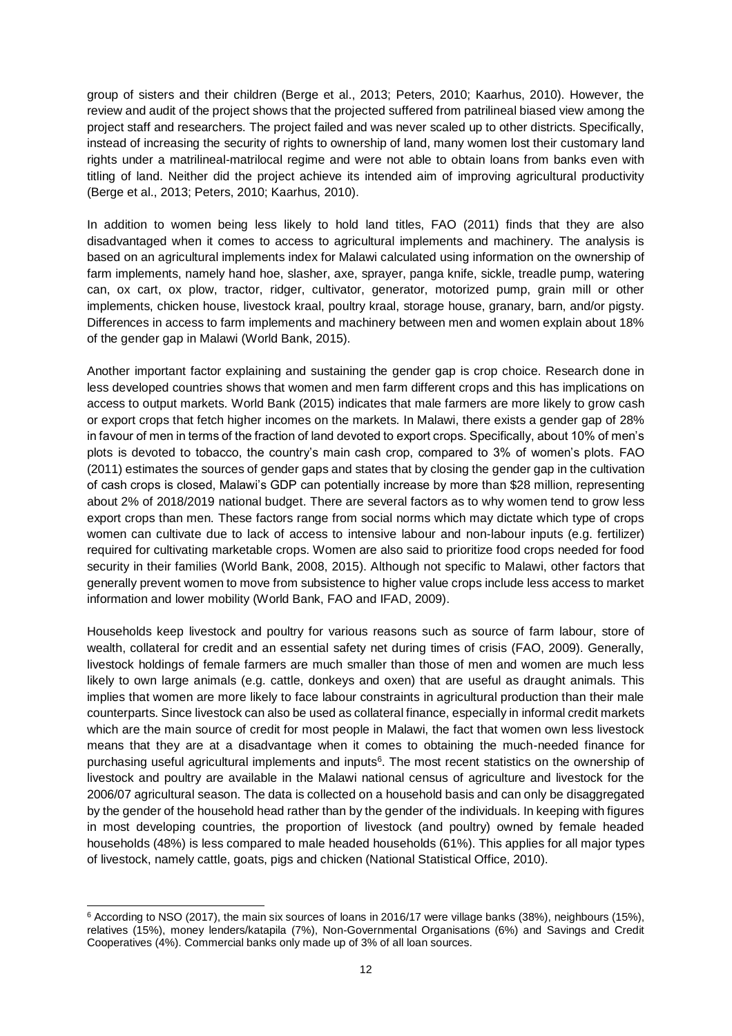group of sisters and their children (Berge et al., 2013; Peters, 2010; Kaarhus, 2010). However, the review and audit of the project shows that the projected suffered from patrilineal biased view among the project staff and researchers. The project failed and was never scaled up to other districts. Specifically, instead of increasing the security of rights to ownership of land, many women lost their customary land rights under a matrilineal-matrilocal regime and were not able to obtain loans from banks even with titling of land. Neither did the project achieve its intended aim of improving agricultural productivity (Berge et al., 2013; Peters, 2010; Kaarhus, 2010).

In addition to women being less likely to hold land titles, FAO (2011) finds that they are also disadvantaged when it comes to access to agricultural implements and machinery. The analysis is based on an agricultural implements index for Malawi calculated using information on the ownership of farm implements, namely hand hoe, slasher, axe, sprayer, panga knife, sickle, treadle pump, watering can, ox cart, ox plow, tractor, ridger, cultivator, generator, motorized pump, grain mill or other implements, chicken house, livestock kraal, poultry kraal, storage house, granary, barn, and/or pigsty. Differences in access to farm implements and machinery between men and women explain about 18% of the gender gap in Malawi (World Bank, 2015).

Another important factor explaining and sustaining the gender gap is crop choice. Research done in less developed countries shows that women and men farm different crops and this has implications on access to output markets. World Bank (2015) indicates that male farmers are more likely to grow cash or export crops that fetch higher incomes on the markets. In Malawi, there exists a gender gap of 28% in favour of men in terms of the fraction of land devoted to export crops. Specifically, about 10% of men's plots is devoted to tobacco, the country's main cash crop, compared to 3% of women's plots. FAO (2011) estimates the sources of gender gaps and states that by closing the gender gap in the cultivation of cash crops is closed, Malawi's GDP can potentially increase by more than $28 million, representing about 2% of 2018/2019 national budget. There are several factors as to why women tend to grow less export crops than men. These factors range from social norms which may dictate which type of crops women can cultivate due to lack of access to intensive labour and non-labour inputs (e.g. fertilizer) required for cultivating marketable crops. Women are also said to prioritize food crops needed for food security in their families (World Bank, 2008, 2015). Although not specific to Malawi, other factors that generally prevent women to move from subsistence to higher value crops include less access to market information and lower mobility (World Bank, FAO and IFAD, 2009).

Households keep livestock and poultry for various reasons such as source of farm labour, store of wealth, collateral for credit and an essential safety net during times of crisis (FAO, 2009). Generally, livestock holdings of female farmers are much smaller than those of men and women are much less likely to own large animals (e.g. cattle, donkeys and oxen) that are useful as draught animals. This implies that women are more likely to face labour constraints in agricultural production than their male counterparts. Since livestock can also be used as collateral finance, especially in informal credit markets which are the main source of credit for most people in Malawi, the fact that women own less livestock means that they are at a disadvantage when it comes to obtaining the much-needed finance for purchasing useful agricultural implements and inputs[6]. The most recent statistics on the ownership of livestock and poultry are available in the Malawi national census of agriculture and livestock for the 2006/07 agricultural season. The data is collected on a household basis and can only be disaggregated by the gender of the household head rather than by the gender of the individuals. In keeping with figures in most developing countries, the proportion of livestock (and poultry) owned by female headed households (48%) is less compared to male headed households (61%). This applies for all major types of livestock, namely cattle, goats, pigs and chicken (National Statistical Office, 2010).

[6] According to NSO (2017), the main six sources of loans in 2016/17 were village banks (38%), neighbours (15%), relatives (15%), money lenders/katapila (7%), Non-Governmental Organisations (6%) and Savings and Credit Cooperatives (4%). Commercial banks only made up of 3% of all loan sources.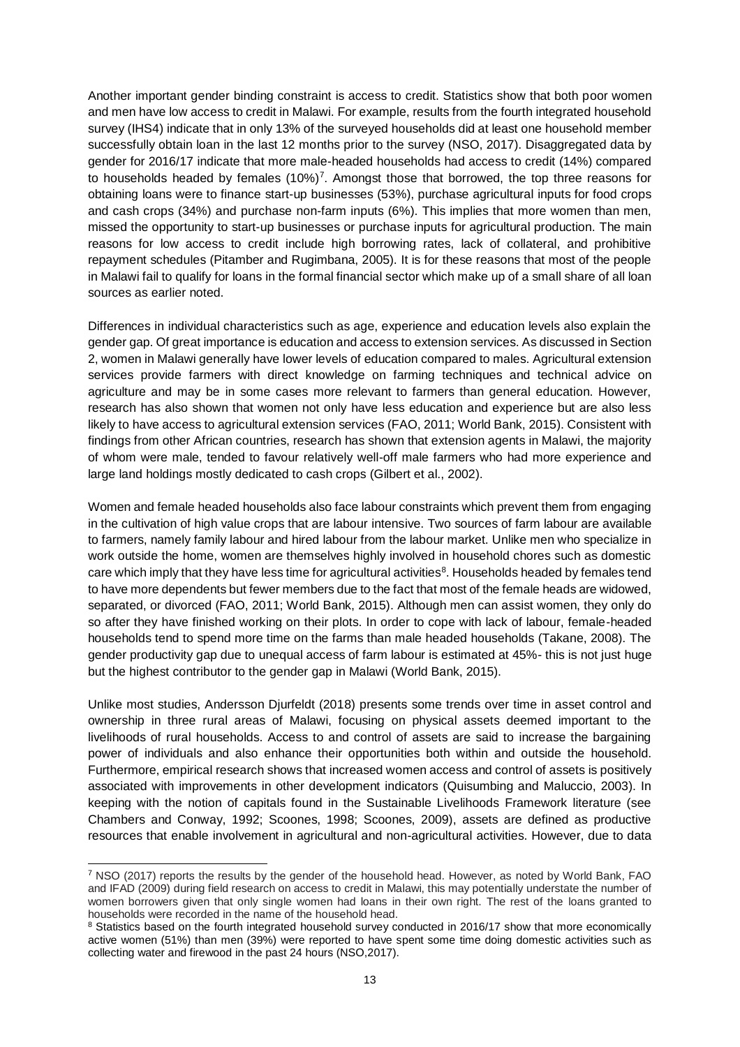Another important gender binding constraint is access to credit. Statistics show that both poor women and men have low access to credit in Malawi. For example, results from the fourth integrated household survey (IHS4) indicate that in only 13% of the surveyed households did at least one household member successfully obtain loan in the last 12 months prior to the survey (NSO, 2017). Disaggregated data by gender for 2016/17 indicate that more male-headed households had access to credit (14%) compared to households headed by females (10%)[7]. Amongst those that borrowed, the top three reasons for obtaining loans were to finance start-up businesses (53%), purchase agricultural inputs for food crops and cash crops (34%) and purchase non-farm inputs (6%). This implies that more women than men, missed the opportunity to start-up businesses or purchase inputs for agricultural production. The main reasons for low access to credit include high borrowing rates, lack of collateral, and prohibitive repayment schedules (Pitamber and Rugimbana, 2005). It is for these reasons that most of the people in Malawi fail to qualify for loans in the formal financial sector which make up of a small share of all loan sources as earlier noted.

Differences in individual characteristics such as age, experience and education levels also explain the gender gap. Of great importance is education and access to extension services. As discussed in Section 2, women in Malawi generally have lower levels of education compared to males. Agricultural extension services provide farmers with direct knowledge on farming techniques and technical advice on agriculture and may be in some cases more relevant to farmers than general education. However, research has also shown that women not only have less education and experience but are also less likely to have access to agricultural extension services (FAO, 2011; World Bank, 2015). Consistent with findings from other African countries, research has shown that extension agents in Malawi, the majority of whom were male, tended to favour relatively well-off male farmers who had more experience and large land holdings mostly dedicated to cash crops (Gilbert et al., 2002).

Women and female headed households also face labour constraints which prevent them from engaging in the cultivation of high value crops that are labour intensive. Two sources of farm labour are available to farmers, namely family labour and hired labour from the labour market. Unlike men who specialize in work outside the home, women are themselves highly involved in household chores such as domestic care which imply that they have less time for agricultural activities[8]. Households headed by females tend to have more dependents but fewer members due to the fact that most of the female heads are widowed, separated, or divorced (FAO, 2011; World Bank, 2015). Although men can assist women, they only do so after they have finished working on their plots. In order to cope with lack of labour, female-headed households tend to spend more time on the farms than male headed households (Takane, 2008). The gender productivity gap due to unequal access of farm labour is estimated at 45%- this is not just huge but the highest contributor to the gender gap in Malawi (World Bank, 2015).

Unlike most studies, Andersson Djurfeldt (2018) presents some trends over time in asset control and ownership in three rural areas of Malawi, focusing on physical assets deemed important to the livelihoods of rural households. Access to and control of assets are said to increase the bargaining power of individuals and also enhance their opportunities both within and outside the household. Furthermore, empirical research shows that increased women access and control of assets is positively associated with improvements in other development indicators (Quisumbing and Maluccio, 2003). In keeping with the notion of capitals found in the Sustainable Livelihoods Framework literature (see Chambers and Conway, 1992; Scoones, 1998; Scoones, 2009), assets are defined as productive resources that enable involvement in agricultural and non-agricultural activities. However, due to data

---

[7] NSO (2017) reports the results by the gender of the household head. However, as noted by World Bank, FAO and IFAD (2009) during field research on access to credit in Malawi, this may potentially understate the number of women borrowers given that only single women had loans in their own right. The rest of the loans granted to households were recorded in the name of the household head.

[8] Statistics based on the fourth integrated household survey conducted in 2016/17 show that more economically active women (51%) than men (39%) were reported to have spent some time doing domestic activities such as collecting water and firewood in the past 24 hours (NSO,2017).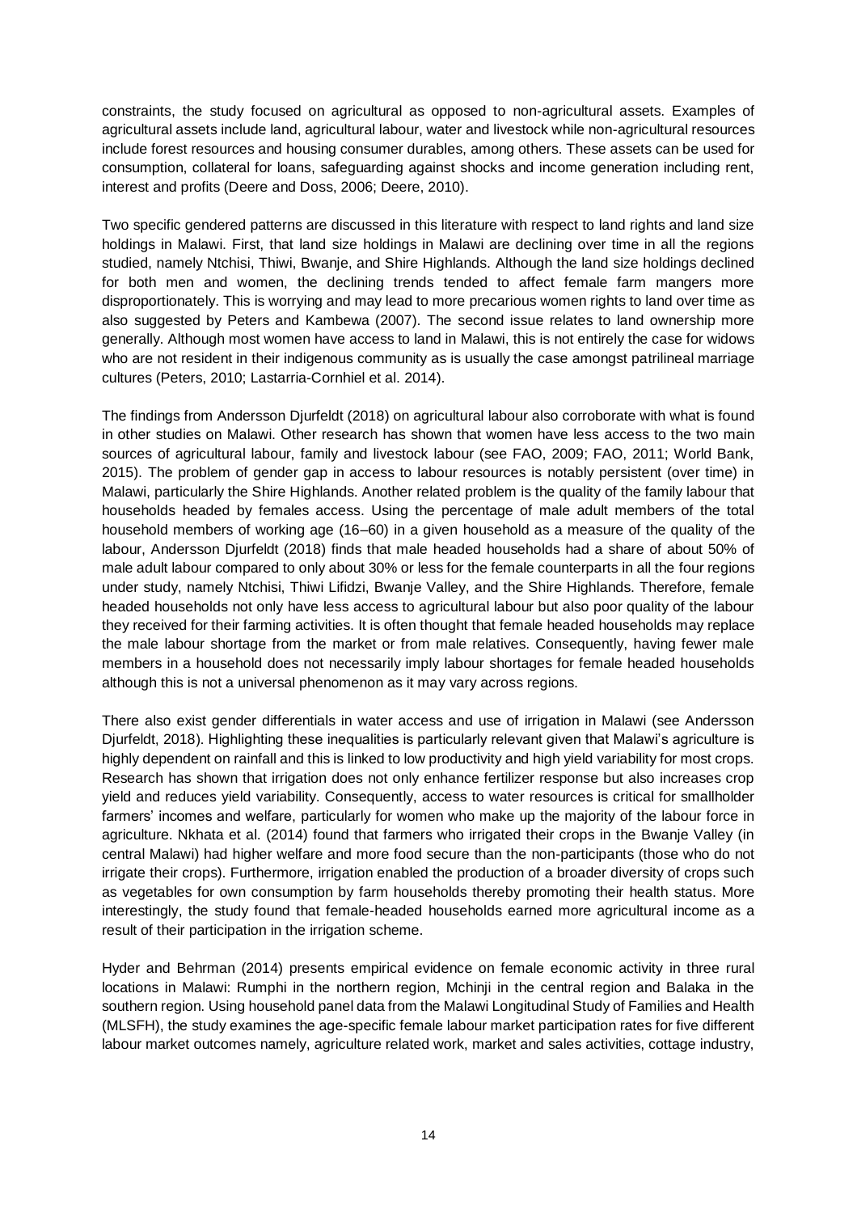constraints, the study focused on agricultural as opposed to non-agricultural assets. Examples of agricultural assets include land, agricultural labour, water and livestock while non-agricultural resources include forest resources and housing consumer durables, among others. These assets can be used for consumption, collateral for loans, safeguarding against shocks and income generation including rent, interest and profits (Deere and Doss, 2006; Deere, 2010).

Two specific gendered patterns are discussed in this literature with respect to land rights and land size holdings in Malawi. First, that land size holdings in Malawi are declining over time in all the regions studied, namely Ntchisi, Thiwi, Bwanje, and Shire Highlands. Although the land size holdings declined for both men and women, the declining trends tended to affect female farm mangers more disproportionately. This is worrying and may lead to more precarious women rights to land over time as also suggested by Peters and Kambewa (2007). The second issue relates to land ownership more generally. Although most women have access to land in Malawi, this is not entirely the case for widows who are not resident in their indigenous community as is usually the case amongst patrilineal marriage cultures (Peters, 2010; Lastarria-Cornhiel et al. 2014).

The findings from Andersson Djurfeldt (2018) on agricultural labour also corroborate with what is found in other studies on Malawi. Other research has shown that women have less access to the two main sources of agricultural labour, family and livestock labour (see FAO, 2009; FAO, 2011; World Bank, 2015). The problem of gender gap in access to labour resources is notably persistent (over time) in Malawi, particularly the Shire Highlands. Another related problem is the quality of the family labour that households headed by females access. Using the percentage of male adult members of the total household members of working age (16–60) in a given household as a measure of the quality of the labour, Andersson Djurfeldt (2018) finds that male headed households had a share of about 50% of male adult labour compared to only about 30% or less for the female counterparts in all the four regions under study, namely Ntchisi, Thiwi Lifidzi, Bwanje Valley, and the Shire Highlands. Therefore, female headed households not only have less access to agricultural labour but also poor quality of the labour they received for their farming activities. It is often thought that female headed households may replace the male labour shortage from the market or from male relatives. Consequently, having fewer male members in a household does not necessarily imply labour shortages for female headed households although this is not a universal phenomenon as it may vary across regions.

There also exist gender differentials in water access and use of irrigation in Malawi (see Andersson Djurfeldt, 2018). Highlighting these inequalities is particularly relevant given that Malawi's agriculture is highly dependent on rainfall and this is linked to low productivity and high yield variability for most crops. Research has shown that irrigation does not only enhance fertilizer response but also increases crop yield and reduces yield variability. Consequently, access to water resources is critical for smallholder farmers' incomes and welfare, particularly for women who make up the majority of the labour force in agriculture. Nkhata et al. (2014) found that farmers who irrigated their crops in the Bwanje Valley (in central Malawi) had higher welfare and more food secure than the non-participants (those who do not irrigate their crops). Furthermore, irrigation enabled the production of a broader diversity of crops such as vegetables for own consumption by farm households thereby promoting their health status. More interestingly, the study found that female-headed households earned more agricultural income as a result of their participation in the irrigation scheme.

Hyder and Behrman (2014) presents empirical evidence on female economic activity in three rural locations in Malawi: Rumphi in the northern region, Mchinji in the central region and Balaka in the southern region. Using household panel data from the Malawi Longitudinal Study of Families and Health (MLSFH), the study examines the age-specific female labour market participation rates for five different labour market outcomes namely, agriculture related work, market and sales activities, cottage industry,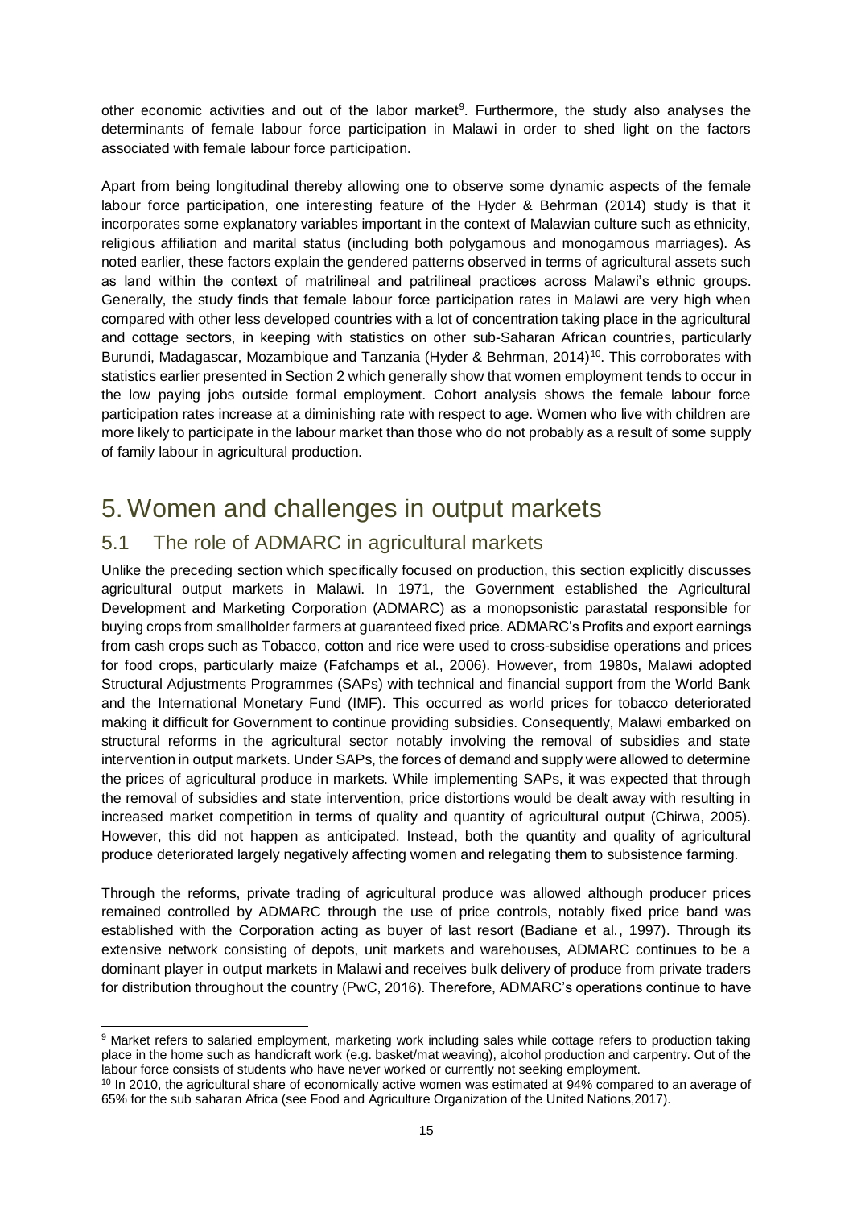other economic activities and out of the labor market[9]. Furthermore, the study also analyses the determinants of female labour force participation in Malawi in order to shed light on the factors associated with female labour force participation.

Apart from being longitudinal thereby allowing one to observe some dynamic aspects of the female labour force participation, one interesting feature of the Hyder & Behrman (2014) study is that it incorporates some explanatory variables important in the context of Malawian culture such as ethnicity, religious affiliation and marital status (including both polygamous and monogamous marriages). As noted earlier, these factors explain the gendered patterns observed in terms of agricultural assets such as land within the context of matrilineal and patrilineal practices across Malawi's ethnic groups. Generally, the study finds that female labour force participation rates in Malawi are very high when compared with other less developed countries with a lot of concentration taking place in the agricultural and cottage sectors, in keeping with statistics on other sub-Saharan African countries, particularly Burundi, Madagascar, Mozambique and Tanzania (Hyder & Behrman, 2014)[10]. This corroborates with statistics earlier presented in Section 2 which generally show that women employment tends to occur in the low paying jobs outside formal employment. Cohort analysis shows the female labour force participation rates increase at a diminishing rate with respect to age. Women who live with children are more likely to participate in the labour market than those who do not probably as a result of some supply of family labour in agricultural production.

# 5. Women and challenges in output markets

## 5.1 The role of ADMARC in agricultural markets

Unlike the preceding section which specifically focused on production, this section explicitly discusses agricultural output markets in Malawi. In 1971, the Government established the Agricultural Development and Marketing Corporation (ADMARC) as a monopsonistic parastatal responsible for buying crops from smallholder farmers at guaranteed fixed price. ADMARC's Profits and export earnings from cash crops such as Tobacco, cotton and rice were used to cross-subsidise operations and prices for food crops, particularly maize (Fafchamps et al., 2006). However, from 1980s, Malawi adopted Structural Adjustments Programmes (SAPs) with technical and financial support from the World Bank and the International Monetary Fund (IMF). This occurred as world prices for tobacco deteriorated making it difficult for Government to continue providing subsidies. Consequently, Malawi embarked on structural reforms in the agricultural sector notably involving the removal of subsidies and state intervention in output markets. Under SAPs, the forces of demand and supply were allowed to determine the prices of agricultural produce in markets. While implementing SAPs, it was expected that through the removal of subsidies and state intervention, price distortions would be dealt away with resulting in increased market competition in terms of quality and quantity of agricultural output (Chirwa, 2005). However, this did not happen as anticipated. Instead, both the quantity and quality of agricultural produce deteriorated largely negatively affecting women and relegating them to subsistence farming.

Through the reforms, private trading of agricultural produce was allowed although producer prices remained controlled by ADMARC through the use of price controls, notably fixed price band was established with the Corporation acting as buyer of last resort (Badiane et al., 1997). Through its extensive network consisting of depots, unit markets and warehouses, ADMARC continues to be a dominant player in output markets in Malawi and receives bulk delivery of produce from private traders for distribution throughout the country (PwC, 2016). Therefore, ADMARC's operations continue to have

---

[9] Market refers to salaried employment, marketing work including sales while cottage refers to production taking place in the home such as handicraft work (e.g. basket/mat weaving), alcohol production and carpentry. Out of the labour force consists of students who have never worked or currently not seeking employment.

[10] In 2010, the agricultural share of economically active women was estimated at 94% compared to an average of 65% for the sub saharan Africa (see Food and Agriculture Organization of the United Nations,2017).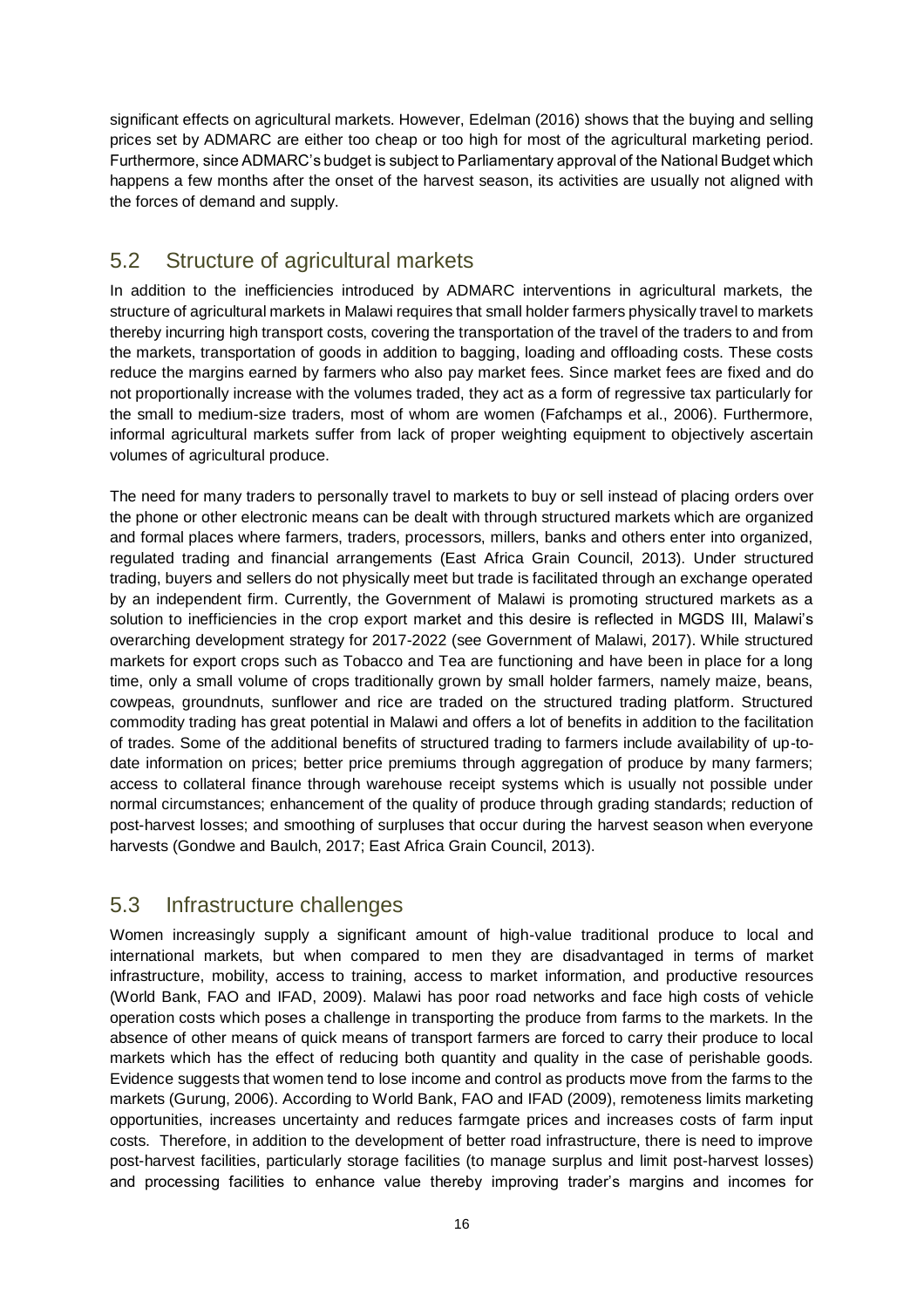significant effects on agricultural markets. However, Edelman (2016) shows that the buying and selling prices set by ADMARC are either too cheap or too high for most of the agricultural marketing period. Furthermore, since ADMARC's budget is subject to Parliamentary approval of the National Budget which happens a few months after the onset of the harvest season, its activities are usually not aligned with the forces of demand and supply.

## 5.2 Structure of agricultural markets

In addition to the inefficiencies introduced by ADMARC interventions in agricultural markets, the structure of agricultural markets in Malawi requires that small holder farmers physically travel to markets thereby incurring high transport costs, covering the transportation of the travel of the traders to and from the markets, transportation of goods in addition to bagging, loading and offloading costs. These costs reduce the margins earned by farmers who also pay market fees. Since market fees are fixed and do not proportionally increase with the volumes traded, they act as a form of regressive tax particularly for the small to medium-size traders, most of whom are women (Fafchamps et al., 2006). Furthermore, informal agricultural markets suffer from lack of proper weighting equipment to objectively ascertain volumes of agricultural produce.

The need for many traders to personally travel to markets to buy or sell instead of placing orders over the phone or other electronic means can be dealt with through structured markets which are organized and formal places where farmers, traders, processors, millers, banks and others enter into organized, regulated trading and financial arrangements (East Africa Grain Council, 2013). Under structured trading, buyers and sellers do not physically meet but trade is facilitated through an exchange operated by an independent firm. Currently, the Government of Malawi is promoting structured markets as a solution to inefficiencies in the crop export market and this desire is reflected in MGDS III, Malawi's overarching development strategy for 2017-2022 (see Government of Malawi, 2017). While structured markets for export crops such as Tobacco and Tea are functioning and have been in place for a long time, only a small volume of crops traditionally grown by small holder farmers, namely maize, beans, cowpeas, groundnuts, sunflower and rice are traded on the structured trading platform. Structured commodity trading has great potential in Malawi and offers a lot of benefits in addition to the facilitation of trades. Some of the additional benefits of structured trading to farmers include availability of up-to-date information on prices; better price premiums through aggregation of produce by many farmers; access to collateral finance through warehouse receipt systems which is usually not possible under normal circumstances; enhancement of the quality of produce through grading standards; reduction of post-harvest losses; and smoothing of surpluses that occur during the harvest season when everyone harvests (Gondwe and Baulch, 2017; East Africa Grain Council, 2013).

## 5.3 Infrastructure challenges

Women increasingly supply a significant amount of high-value traditional produce to local and international markets, but when compared to men they are disadvantaged in terms of market infrastructure, mobility, access to training, access to market information, and productive resources (World Bank, FAO and IFAD, 2009). Malawi has poor road networks and face high costs of vehicle operation costs which poses a challenge in transporting the produce from farms to the markets. In the absence of other means of quick means of transport farmers are forced to carry their produce to local markets which has the effect of reducing both quantity and quality in the case of perishable goods. Evidence suggests that women tend to lose income and control as products move from the farms to the markets (Gurung, 2006). According to World Bank, FAO and IFAD (2009), remoteness limits marketing opportunities, increases uncertainty and reduces farmgate prices and increases costs of farm input costs. Therefore, in addition to the development of better road infrastructure, there is need to improve post-harvest facilities, particularly storage facilities (to manage surplus and limit post-harvest losses) and processing facilities to enhance value thereby improving trader's margins and incomes for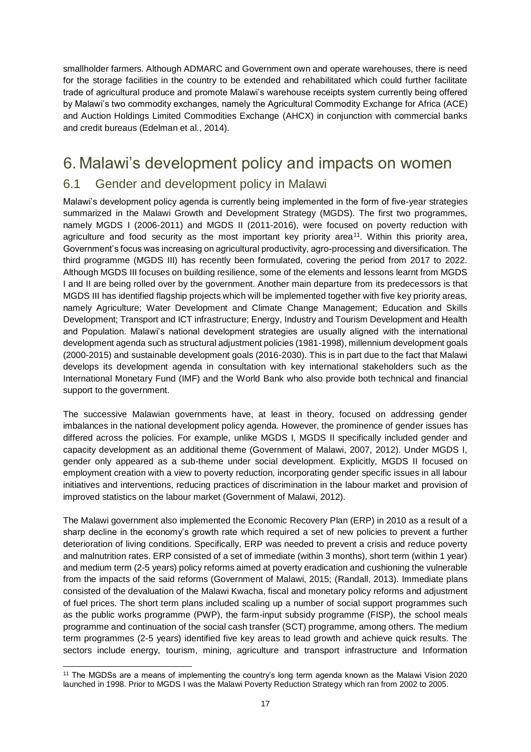smallholder farmers. Although ADMARC and Government own and operate warehouses, there is need for the storage facilities in the country to be extended and rehabilitated which could further facilitate trade of agricultural produce and promote Malawi's warehouse receipts system currently being offered by Malawi's two commodity exchanges, namely the Agricultural Commodity Exchange for Africa (ACE) and Auction Holdings Limited Commodities Exchange (AHCX) in conjunction with commercial banks and credit bureaus (Edelman et al., 2014).

# 6. Malawi's development policy and impacts on women

## 6.1 Gender and development policy in Malawi

Malawi's development policy agenda is currently being implemented in the form of five-year strategies summarized in the Malawi Growth and Development Strategy (MGDS). The first two programmes, namely MGDS I (2006-2011) and MGDS II (2011-2016), were focused on poverty reduction with agriculture and food security as the most important key priority area[11]. Within this priority area, Government's focus was increasing on agricultural productivity, agro-processing and diversification. The third programme (MGDS III) has recently been formulated, covering the period from 2017 to 2022. Although MGDS III focuses on building resilience, some of the elements and lessons learnt from MGDS I and II are being rolled over by the government. Another main departure from its predecessors is that MGDS III has identified flagship projects which will be implemented together with five key priority areas, namely Agriculture; Water Development and Climate Change Management; Education and Skills Development; Transport and ICT infrastructure; Energy, Industry and Tourism Development and Health and Population. Malawi's national development strategies are usually aligned with the international development agenda such as structural adjustment policies (1981-1998), millennium development goals (2000-2015) and sustainable development goals (2016-2030). This is in part due to the fact that Malawi develops its development agenda in consultation with key international stakeholders such as the International Monetary Fund (IMF) and the World Bank who also provide both technical and financial support to the government.

The successive Malawian governments have, at least in theory, focused on addressing gender imbalances in the national development policy agenda. However, the prominence of gender issues has differed across the policies. For example, unlike MGDS I, MGDS II specifically included gender and capacity development as an additional theme (Government of Malawi, 2007, 2012). Under MGDS I, gender only appeared as a sub-theme under social development. Explicitly, MGDS II focused on employment creation with a view to poverty reduction, incorporating gender specific issues in all labour initiatives and interventions, reducing practices of discrimination in the labour market and provision of improved statistics on the labour market (Government of Malawi, 2012).

The Malawi government also implemented the Economic Recovery Plan (ERP) in 2010 as a result of a sharp decline in the economy's growth rate which required a set of new policies to prevent a further deterioration of living conditions. Specifically, ERP was needed to prevent a crisis and reduce poverty and malnutrition rates. ERP consisted of a set of immediate (within 3 months), short term (within 1 year) and medium term (2-5 years) policy reforms aimed at poverty eradication and cushioning the vulnerable from the impacts of the said reforms (Government of Malawi, 2015; (Randall, 2013). Immediate plans consisted of the devaluation of the Malawi Kwacha, fiscal and monetary policy reforms and adjustment of fuel prices. The short term plans included scaling up a number of social support programmes such as the public works programme (PWP), the farm-input subsidy programme (FISP), the school meals programme and continuation of the social cash transfer (SCT) programme, among others. The medium term programmes (2-5 years) identified five key areas to lead growth and achieve quick results. The sectors include energy, tourism, mining, agriculture and transport infrastructure and Information

[11] The MGDSs are a means of implementing the country's long term agenda known as the Malawi Vision 2020 launched in 1998. Prior to MGDS I was the Malawi Poverty Reduction Strategy which ran from 2002 to 2005.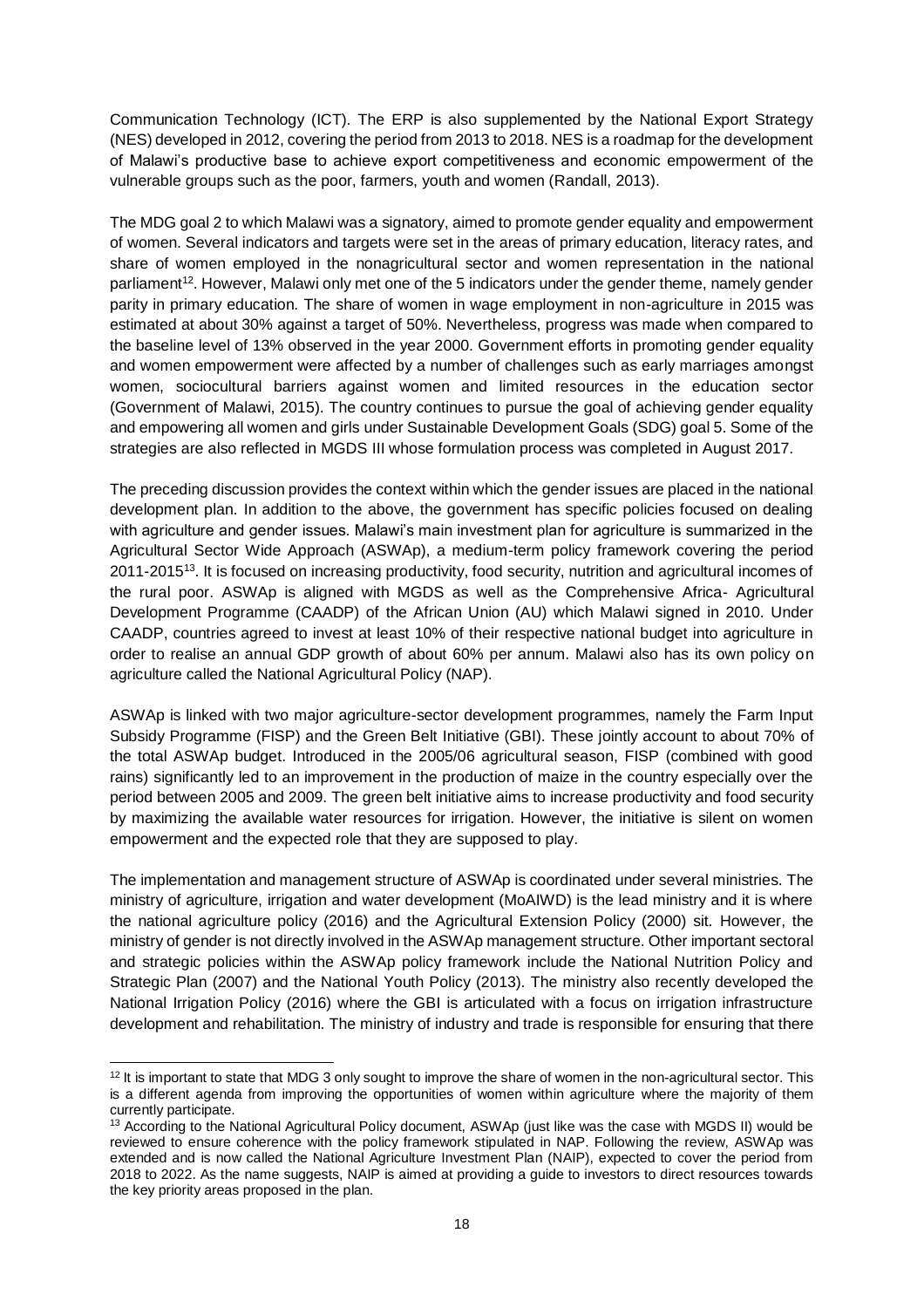Communication Technology (ICT). The ERP is also supplemented by the National Export Strategy (NES) developed in 2012, covering the period from 2013 to 2018. NES is a roadmap for the development of Malawi's productive base to achieve export competitiveness and economic empowerment of the vulnerable groups such as the poor, farmers, youth and women (Randall, 2013).

The MDG goal 2 to which Malawi was a signatory, aimed to promote gender equality and empowerment of women. Several indicators and targets were set in the areas of primary education, literacy rates, and share of women employed in the nonagricultural sector and women representation in the national parliament[12]. However, Malawi only met one of the 5 indicators under the gender theme, namely gender parity in primary education. The share of women in wage employment in non-agriculture in 2015 was estimated at about 30% against a target of 50%. Nevertheless, progress was made when compared to the baseline level of 13% observed in the year 2000. Government efforts in promoting gender equality and women empowerment were affected by a number of challenges such as early marriages amongst women, sociocultural barriers against women and limited resources in the education sector (Government of Malawi, 2015). The country continues to pursue the goal of achieving gender equality and empowering all women and girls under Sustainable Development Goals (SDG) goal 5. Some of the strategies are also reflected in MGDS III whose formulation process was completed in August 2017.

The preceding discussion provides the context within which the gender issues are placed in the national development plan. In addition to the above, the government has specific policies focused on dealing with agriculture and gender issues. Malawi's main investment plan for agriculture is summarized in the Agricultural Sector Wide Approach (ASWAp), a medium-term policy framework covering the period 2011-2015[13]. It is focused on increasing productivity, food security, nutrition and agricultural incomes of the rural poor. ASWAp is aligned with MGDS as well as the Comprehensive Africa- Agricultural Development Programme (CAADP) of the African Union (AU) which Malawi signed in 2010. Under CAADP, countries agreed to invest at least 10% of their respective national budget into agriculture in order to realise an annual GDP growth of about 60% per annum. Malawi also has its own policy on agriculture called the National Agricultural Policy (NAP).

ASWAp is linked with two major agriculture-sector development programmes, namely the Farm Input Subsidy Programme (FISP) and the Green Belt Initiative (GBI). These jointly account to about 70% of the total ASWAp budget. Introduced in the 2005/06 agricultural season, FISP (combined with good rains) significantly led to an improvement in the production of maize in the country especially over the period between 2005 and 2009. The green belt initiative aims to increase productivity and food security by maximizing the available water resources for irrigation. However, the initiative is silent on women empowerment and the expected role that they are supposed to play.

The implementation and management structure of ASWAp is coordinated under several ministries. The ministry of agriculture, irrigation and water development (MoAIWD) is the lead ministry and it is where the national agriculture policy (2016) and the Agricultural Extension Policy (2000) sit. However, the ministry of gender is not directly involved in the ASWAp management structure. Other important sectoral and strategic policies within the ASWAp policy framework include the National Nutrition Policy and Strategic Plan (2007) and the National Youth Policy (2013). The ministry also recently developed the National Irrigation Policy (2016) where the GBI is articulated with a focus on irrigation infrastructure development and rehabilitation. The ministry of industry and trade is responsible for ensuring that there

[12] It is important to state that MDG 3 only sought to improve the share of women in the non-agricultural sector. This is a different agenda from improving the opportunities of women within agriculture where the majority of them currently participate.

[13] According to the National Agricultural Policy document, ASWAp (just like was the case with MGDS II) would be reviewed to ensure coherence with the policy framework stipulated in NAP. Following the review, ASWAp was extended and is now called the National Agriculture Investment Plan (NAIP), expected to cover the period from 2018 to 2022. As the name suggests, NAIP is aimed at providing a guide to investors to direct resources towards the key priority areas proposed in the plan.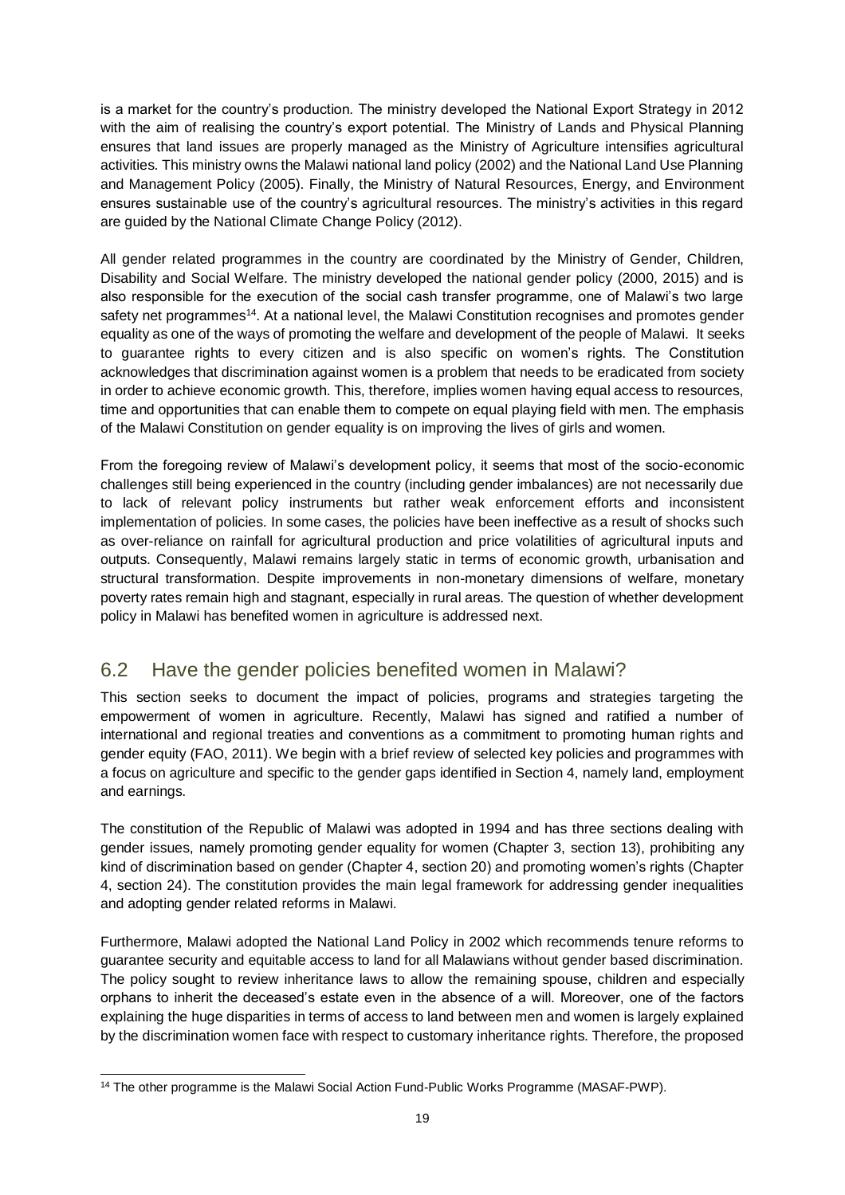is a market for the country's production. The ministry developed the National Export Strategy in 2012 with the aim of realising the country's export potential. The Ministry of Lands and Physical Planning ensures that land issues are properly managed as the Ministry of Agriculture intensifies agricultural activities. This ministry owns the Malawi national land policy (2002) and the National Land Use Planning and Management Policy (2005). Finally, the Ministry of Natural Resources, Energy, and Environment ensures sustainable use of the country's agricultural resources. The ministry's activities in this regard are guided by the National Climate Change Policy (2012).

All gender related programmes in the country are coordinated by the Ministry of Gender, Children, Disability and Social Welfare. The ministry developed the national gender policy (2000, 2015) and is also responsible for the execution of the social cash transfer programme, one of Malawi's two large safety net programmes[14]. At a national level, the Malawi Constitution recognises and promotes gender equality as one of the ways of promoting the welfare and development of the people of Malawi. It seeks to guarantee rights to every citizen and is also specific on women's rights. The Constitution acknowledges that discrimination against women is a problem that needs to be eradicated from society in order to achieve economic growth. This, therefore, implies women having equal access to resources, time and opportunities that can enable them to compete on equal playing field with men. The emphasis of the Malawi Constitution on gender equality is on improving the lives of girls and women.

From the foregoing review of Malawi's development policy, it seems that most of the socio-economic challenges still being experienced in the country (including gender imbalances) are not necessarily due to lack of relevant policy instruments but rather weak enforcement efforts and inconsistent implementation of policies. In some cases, the policies have been ineffective as a result of shocks such as over-reliance on rainfall for agricultural production and price volatilities of agricultural inputs and outputs. Consequently, Malawi remains largely static in terms of economic growth, urbanisation and structural transformation. Despite improvements in non-monetary dimensions of welfare, monetary poverty rates remain high and stagnant, especially in rural areas. The question of whether development policy in Malawi has benefited women in agriculture is addressed next.

## 6.2 Have the gender policies benefited women in Malawi?

This section seeks to document the impact of policies, programs and strategies targeting the empowerment of women in agriculture. Recently, Malawi has signed and ratified a number of international and regional treaties and conventions as a commitment to promoting human rights and gender equity (FAO, 2011). We begin with a brief review of selected key policies and programmes with a focus on agriculture and specific to the gender gaps identified in Section 4, namely land, employment and earnings.

The constitution of the Republic of Malawi was adopted in 1994 and has three sections dealing with gender issues, namely promoting gender equality for women (Chapter 3, section 13), prohibiting any kind of discrimination based on gender (Chapter 4, section 20) and promoting women's rights (Chapter 4, section 24). The constitution provides the main legal framework for addressing gender inequalities and adopting gender related reforms in Malawi.

Furthermore, Malawi adopted the National Land Policy in 2002 which recommends tenure reforms to guarantee security and equitable access to land for all Malawians without gender based discrimination. The policy sought to review inheritance laws to allow the remaining spouse, children and especially orphans to inherit the deceased's estate even in the absence of a will. Moreover, one of the factors explaining the huge disparities in terms of access to land between men and women is largely explained by the discrimination women face with respect to customary inheritance rights. Therefore, the proposed

[14] The other programme is the Malawi Social Action Fund-Public Works Programme (MASAF-PWP).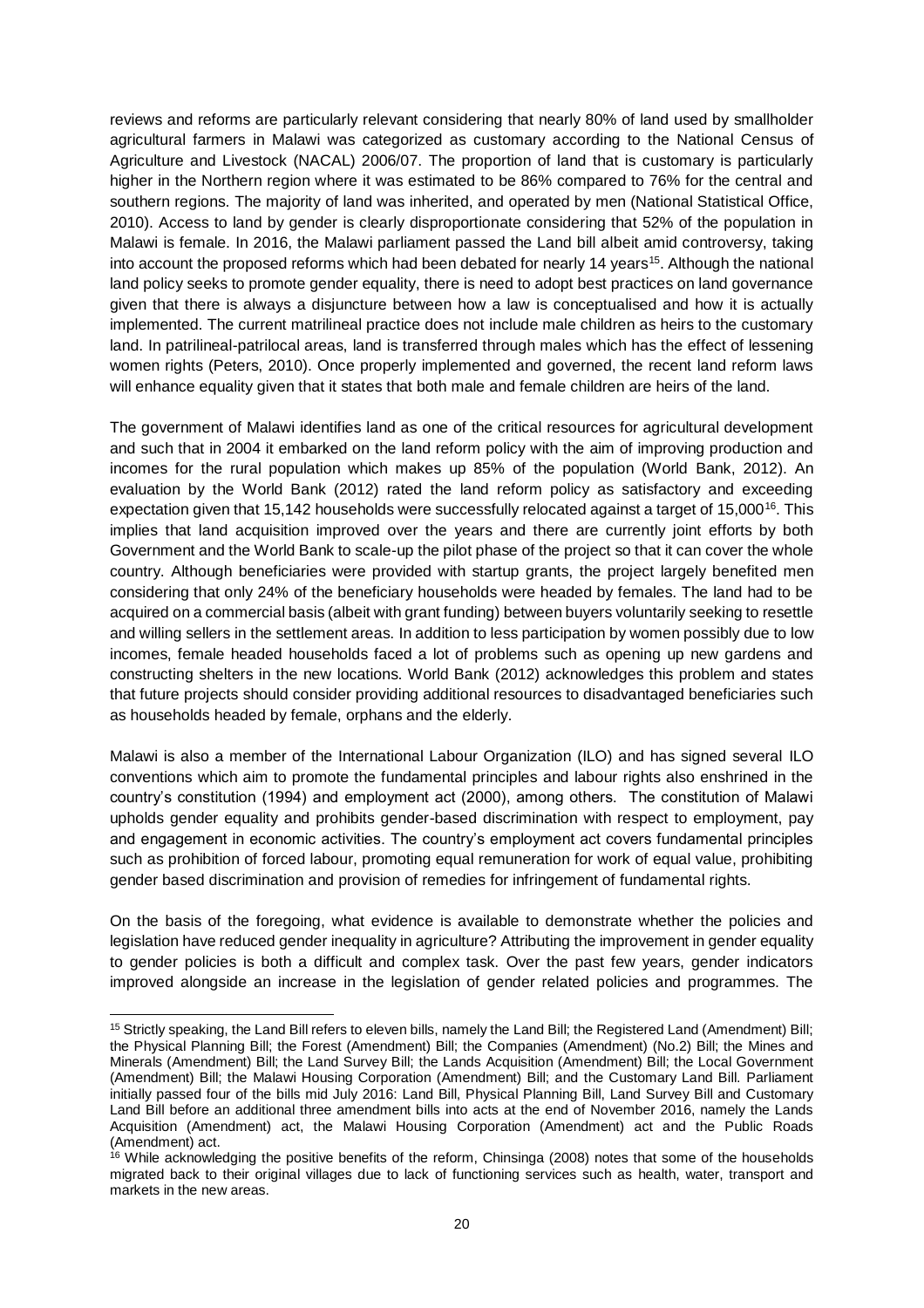reviews and reforms are particularly relevant considering that nearly 80% of land used by smallholder agricultural farmers in Malawi was categorized as customary according to the National Census of Agriculture and Livestock (NACAL) 2006/07. The proportion of land that is customary is particularly higher in the Northern region where it was estimated to be 86% compared to 76% for the central and southern regions. The majority of land was inherited, and operated by men (National Statistical Office, 2010). Access to land by gender is clearly disproportionate considering that 52% of the population in Malawi is female. In 2016, the Malawi parliament passed the Land bill albeit amid controversy, taking into account the proposed reforms which had been debated for nearly 14 years[15]. Although the national land policy seeks to promote gender equality, there is need to adopt best practices on land governance given that there is always a disjuncture between how a law is conceptualised and how it is actually implemented. The current matrilineal practice does not include male children as heirs to the customary land. In patrilineal-patrilocal areas, land is transferred through males which has the effect of lessening women rights (Peters, 2010). Once properly implemented and governed, the recent land reform laws will enhance equality given that it states that both male and female children are heirs of the land.

The government of Malawi identifies land as one of the critical resources for agricultural development and such that in 2004 it embarked on the land reform policy with the aim of improving production and incomes for the rural population which makes up 85% of the population (World Bank, 2012). An evaluation by the World Bank (2012) rated the land reform policy as satisfactory and exceeding expectation given that 15,142 households were successfully relocated against a target of 15,000[16]. This implies that land acquisition improved over the years and there are currently joint efforts by both Government and the World Bank to scale-up the pilot phase of the project so that it can cover the whole country. Although beneficiaries were provided with startup grants, the project largely benefited men considering that only 24% of the beneficiary households were headed by females. The land had to be acquired on a commercial basis (albeit with grant funding) between buyers voluntarily seeking to resettle and willing sellers in the settlement areas. In addition to less participation by women possibly due to low incomes, female headed households faced a lot of problems such as opening up new gardens and constructing shelters in the new locations. World Bank (2012) acknowledges this problem and states that future projects should consider providing additional resources to disadvantaged beneficiaries such as households headed by female, orphans and the elderly.

Malawi is also a member of the International Labour Organization (ILO) and has signed several ILO conventions which aim to promote the fundamental principles and labour rights also enshrined in the country's constitution (1994) and employment act (2000), among others. The constitution of Malawi upholds gender equality and prohibits gender-based discrimination with respect to employment, pay and engagement in economic activities. The country's employment act covers fundamental principles such as prohibition of forced labour, promoting equal remuneration for work of equal value, prohibiting gender based discrimination and provision of remedies for infringement of fundamental rights.

On the basis of the foregoing, what evidence is available to demonstrate whether the policies and legislation have reduced gender inequality in agriculture? Attributing the improvement in gender equality to gender policies is both a difficult and complex task. Over the past few years, gender indicators improved alongside an increase in the legislation of gender related policies and programmes. The

---

[15] Strictly speaking, the Land Bill refers to eleven bills, namely the Land Bill; the Registered Land (Amendment) Bill; the Physical Planning Bill; the Forest (Amendment) Bill; the Companies (Amendment) (No.2) Bill; the Mines and Minerals (Amendment) Bill; the Land Survey Bill; the Lands Acquisition (Amendment) Bill; the Local Government (Amendment) Bill; the Malawi Housing Corporation (Amendment) Bill; and the Customary Land Bill. Parliament initially passed four of the bills mid July 2016: Land Bill, Physical Planning Bill, Land Survey Bill and Customary Land Bill before an additional three amendment bills into acts at the end of November 2016, namely the Lands Acquisition (Amendment) act, the Malawi Housing Corporation (Amendment) act and the Public Roads (Amendment) act.

[16] While acknowledging the positive benefits of the reform, Chinsinga (2008) notes that some of the households migrated back to their original villages due to lack of functioning services such as health, water, transport and markets in the new areas.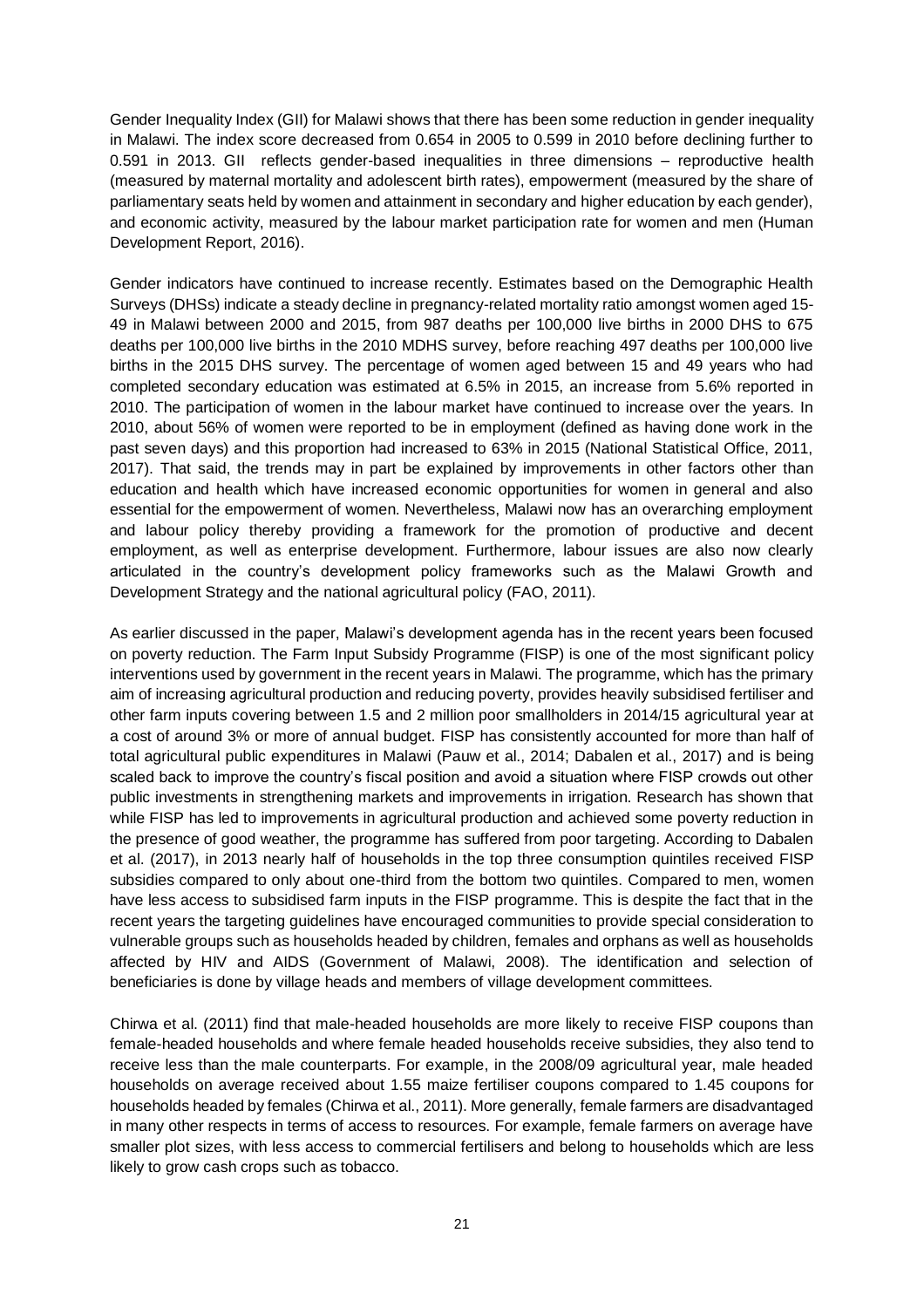Gender Inequality Index (GII) for Malawi shows that there has been some reduction in gender inequality in Malawi. The index score decreased from 0.654 in 2005 to 0.599 in 2010 before declining further to 0.591 in 2013. GII reflects gender-based inequalities in three dimensions – reproductive health (measured by maternal mortality and adolescent birth rates), empowerment (measured by the share of parliamentary seats held by women and attainment in secondary and higher education by each gender), and economic activity, measured by the labour market participation rate for women and men (Human Development Report, 2016).

Gender indicators have continued to increase recently. Estimates based on the Demographic Health Surveys (DHSs) indicate a steady decline in pregnancy-related mortality ratio amongst women aged 15-49 in Malawi between 2000 and 2015, from 987 deaths per 100,000 live births in 2000 DHS to 675 deaths per 100,000 live births in the 2010 MDHS survey, before reaching 497 deaths per 100,000 live births in the 2015 DHS survey. The percentage of women aged between 15 and 49 years who had completed secondary education was estimated at 6.5% in 2015, an increase from 5.6% reported in 2010. The participation of women in the labour market have continued to increase over the years. In 2010, about 56% of women were reported to be in employment (defined as having done work in the past seven days) and this proportion had increased to 63% in 2015 (National Statistical Office, 2011, 2017). That said, the trends may in part be explained by improvements in other factors other than education and health which have increased economic opportunities for women in general and also essential for the empowerment of women. Nevertheless, Malawi now has an overarching employment and labour policy thereby providing a framework for the promotion of productive and decent employment, as well as enterprise development. Furthermore, labour issues are also now clearly articulated in the country's development policy frameworks such as the Malawi Growth and Development Strategy and the national agricultural policy (FAO, 2011).

As earlier discussed in the paper, Malawi's development agenda has in the recent years been focused on poverty reduction. The Farm Input Subsidy Programme (FISP) is one of the most significant policy interventions used by government in the recent years in Malawi. The programme, which has the primary aim of increasing agricultural production and reducing poverty, provides heavily subsidised fertiliser and other farm inputs covering between 1.5 and 2 million poor smallholders in 2014/15 agricultural year at a cost of around 3% or more of annual budget. FISP has consistently accounted for more than half of total agricultural public expenditures in Malawi (Pauw et al., 2014; Dabalen et al., 2017) and is being scaled back to improve the country's fiscal position and avoid a situation where FISP crowds out other public investments in strengthening markets and improvements in irrigation. Research has shown that while FISP has led to improvements in agricultural production and achieved some poverty reduction in the presence of good weather, the programme has suffered from poor targeting. According to Dabalen et al. (2017), in 2013 nearly half of households in the top three consumption quintiles received FISP subsidies compared to only about one-third from the bottom two quintiles. Compared to men, women have less access to subsidised farm inputs in the FISP programme. This is despite the fact that in the recent years the targeting guidelines have encouraged communities to provide special consideration to vulnerable groups such as households headed by children, females and orphans as well as households affected by HIV and AIDS (Government of Malawi, 2008). The identification and selection of beneficiaries is done by village heads and members of village development committees.

Chirwa et al. (2011) find that male-headed households are more likely to receive FISP coupons than female-headed households and where female headed households receive subsidies, they also tend to receive less than the male counterparts. For example, in the 2008/09 agricultural year, male headed households on average received about 1.55 maize fertiliser coupons compared to 1.45 coupons for households headed by females (Chirwa et al., 2011). More generally, female farmers are disadvantaged in many other respects in terms of access to resources. For example, female farmers on average have smaller plot sizes, with less access to commercial fertilisers and belong to households which are less likely to grow cash crops such as tobacco.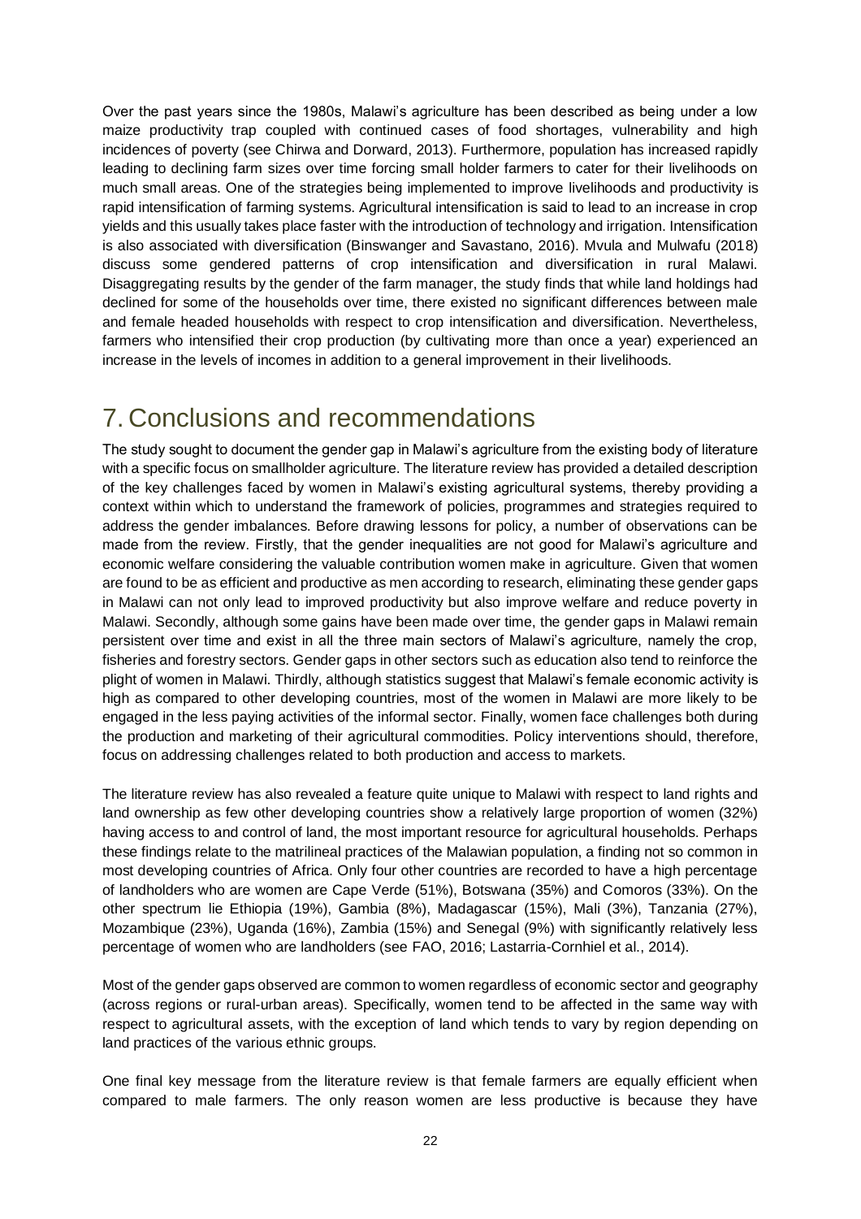Over the past years since the 1980s, Malawi's agriculture has been described as being under a low maize productivity trap coupled with continued cases of food shortages, vulnerability and high incidences of poverty (see Chirwa and Dorward, 2013). Furthermore, population has increased rapidly leading to declining farm sizes over time forcing small holder farmers to cater for their livelihoods on much small areas. One of the strategies being implemented to improve livelihoods and productivity is rapid intensification of farming systems. Agricultural intensification is said to lead to an increase in crop yields and this usually takes place faster with the introduction of technology and irrigation. Intensification is also associated with diversification (Binswanger and Savastano, 2016). Mvula and Mulwafu (2018) discuss some gendered patterns of crop intensification and diversification in rural Malawi. Disaggregating results by the gender of the farm manager, the study finds that while land holdings had declined for some of the households over time, there existed no significant differences between male and female headed households with respect to crop intensification and diversification. Nevertheless, farmers who intensified their crop production (by cultivating more than once a year) experienced an increase in the levels of incomes in addition to a general improvement in their livelihoods.

# 7. Conclusions and recommendations

The study sought to document the gender gap in Malawi's agriculture from the existing body of literature with a specific focus on smallholder agriculture. The literature review has provided a detailed description of the key challenges faced by women in Malawi's existing agricultural systems, thereby providing a context within which to understand the framework of policies, programmes and strategies required to address the gender imbalances. Before drawing lessons for policy, a number of observations can be made from the review. Firstly, that the gender inequalities are not good for Malawi's agriculture and economic welfare considering the valuable contribution women make in agriculture. Given that women are found to be as efficient and productive as men according to research, eliminating these gender gaps in Malawi can not only lead to improved productivity but also improve welfare and reduce poverty in Malawi. Secondly, although some gains have been made over time, the gender gaps in Malawi remain persistent over time and exist in all the three main sectors of Malawi's agriculture, namely the crop, fisheries and forestry sectors. Gender gaps in other sectors such as education also tend to reinforce the plight of women in Malawi. Thirdly, although statistics suggest that Malawi's female economic activity is high as compared to other developing countries, most of the women in Malawi are more likely to be engaged in the less paying activities of the informal sector. Finally, women face challenges both during the production and marketing of their agricultural commodities. Policy interventions should, therefore, focus on addressing challenges related to both production and access to markets.

The literature review has also revealed a feature quite unique to Malawi with respect to land rights and land ownership as few other developing countries show a relatively large proportion of women (32%) having access to and control of land, the most important resource for agricultural households. Perhaps these findings relate to the matrilineal practices of the Malawian population, a finding not so common in most developing countries of Africa. Only four other countries are recorded to have a high percentage of landholders who are women are Cape Verde (51%), Botswana (35%) and Comoros (33%). On the other spectrum lie Ethiopia (19%), Gambia (8%), Madagascar (15%), Mali (3%), Tanzania (27%), Mozambique (23%), Uganda (16%), Zambia (15%) and Senegal (9%) with significantly relatively less percentage of women who are landholders (see FAO, 2016; Lastarria-Cornhiel et al., 2014).

Most of the gender gaps observed are common to women regardless of economic sector and geography (across regions or rural-urban areas). Specifically, women tend to be affected in the same way with respect to agricultural assets, with the exception of land which tends to vary by region depending on land practices of the various ethnic groups.

One final key message from the literature review is that female farmers are equally efficient when compared to male farmers. The only reason women are less productive is because they have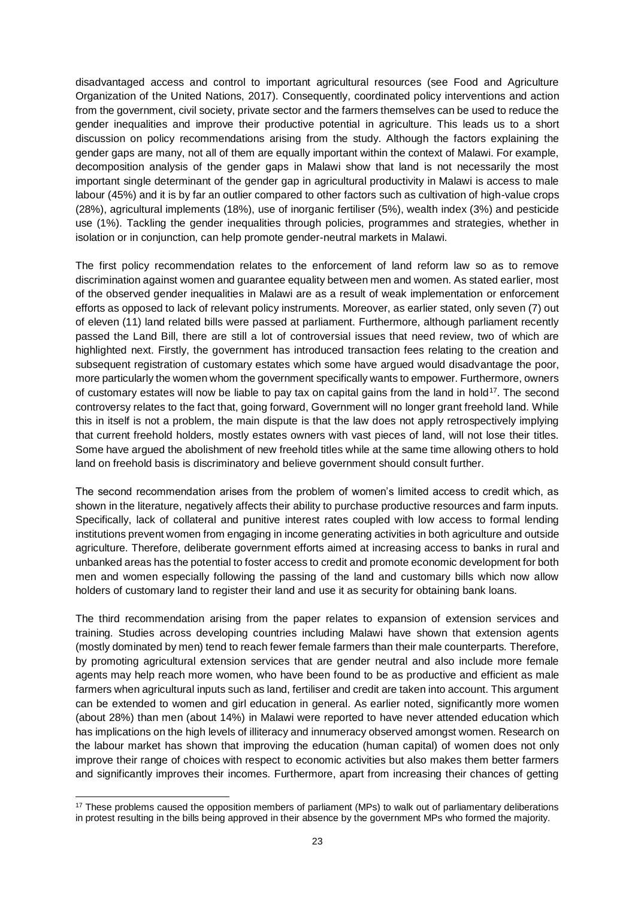disadvantaged access and control to important agricultural resources (see Food and Agriculture Organization of the United Nations, 2017). Consequently, coordinated policy interventions and action from the government, civil society, private sector and the farmers themselves can be used to reduce the gender inequalities and improve their productive potential in agriculture. This leads us to a short discussion on policy recommendations arising from the study. Although the factors explaining the gender gaps are many, not all of them are equally important within the context of Malawi. For example, decomposition analysis of the gender gaps in Malawi show that land is not necessarily the most important single determinant of the gender gap in agricultural productivity in Malawi is access to male labour (45%) and it is by far an outlier compared to other factors such as cultivation of high-value crops (28%), agricultural implements (18%), use of inorganic fertiliser (5%), wealth index (3%) and pesticide use (1%). Tackling the gender inequalities through policies, programmes and strategies, whether in isolation or in conjunction, can help promote gender-neutral markets in Malawi.

The first policy recommendation relates to the enforcement of land reform law so as to remove discrimination against women and guarantee equality between men and women. As stated earlier, most of the observed gender inequalities in Malawi are as a result of weak implementation or enforcement efforts as opposed to lack of relevant policy instruments. Moreover, as earlier stated, only seven (7) out of eleven (11) land related bills were passed at parliament. Furthermore, although parliament recently passed the Land Bill, there are still a lot of controversial issues that need review, two of which are highlighted next. Firstly, the government has introduced transaction fees relating to the creation and subsequent registration of customary estates which some have argued would disadvantage the poor, more particularly the women whom the government specifically wants to empower. Furthermore, owners of customary estates will now be liable to pay tax on capital gains from the land in hold[17]. The second controversy relates to the fact that, going forward, Government will no longer grant freehold land. While this in itself is not a problem, the main dispute is that the law does not apply retrospectively implying that current freehold holders, mostly estates owners with vast pieces of land, will not lose their titles. Some have argued the abolishment of new freehold titles while at the same time allowing others to hold land on freehold basis is discriminatory and believe government should consult further.

The second recommendation arises from the problem of women's limited access to credit which, as shown in the literature, negatively affects their ability to purchase productive resources and farm inputs. Specifically, lack of collateral and punitive interest rates coupled with low access to formal lending institutions prevent women from engaging in income generating activities in both agriculture and outside agriculture. Therefore, deliberate government efforts aimed at increasing access to banks in rural and unbanked areas has the potential to foster access to credit and promote economic development for both men and women especially following the passing of the land and customary bills which now allow holders of customary land to register their land and use it as security for obtaining bank loans.

The third recommendation arising from the paper relates to expansion of extension services and training. Studies across developing countries including Malawi have shown that extension agents (mostly dominated by men) tend to reach fewer female farmers than their male counterparts. Therefore, by promoting agricultural extension services that are gender neutral and also include more female agents may help reach more women, who have been found to be as productive and efficient as male farmers when agricultural inputs such as land, fertiliser and credit are taken into account. This argument can be extended to women and girl education in general. As earlier noted, significantly more women (about 28%) than men (about 14%) in Malawi were reported to have never attended education which has implications on the high levels of illiteracy and innumeracy observed amongst women. Research on the labour market has shown that improving the education (human capital) of women does not only improve their range of choices with respect to economic activities but also makes them better farmers and significantly improves their incomes. Furthermore, apart from increasing their chances of getting

[17] These problems caused the opposition members of parliament (MPs) to walk out of parliamentary deliberations in protest resulting in the bills being approved in their absence by the government MPs who formed the majority.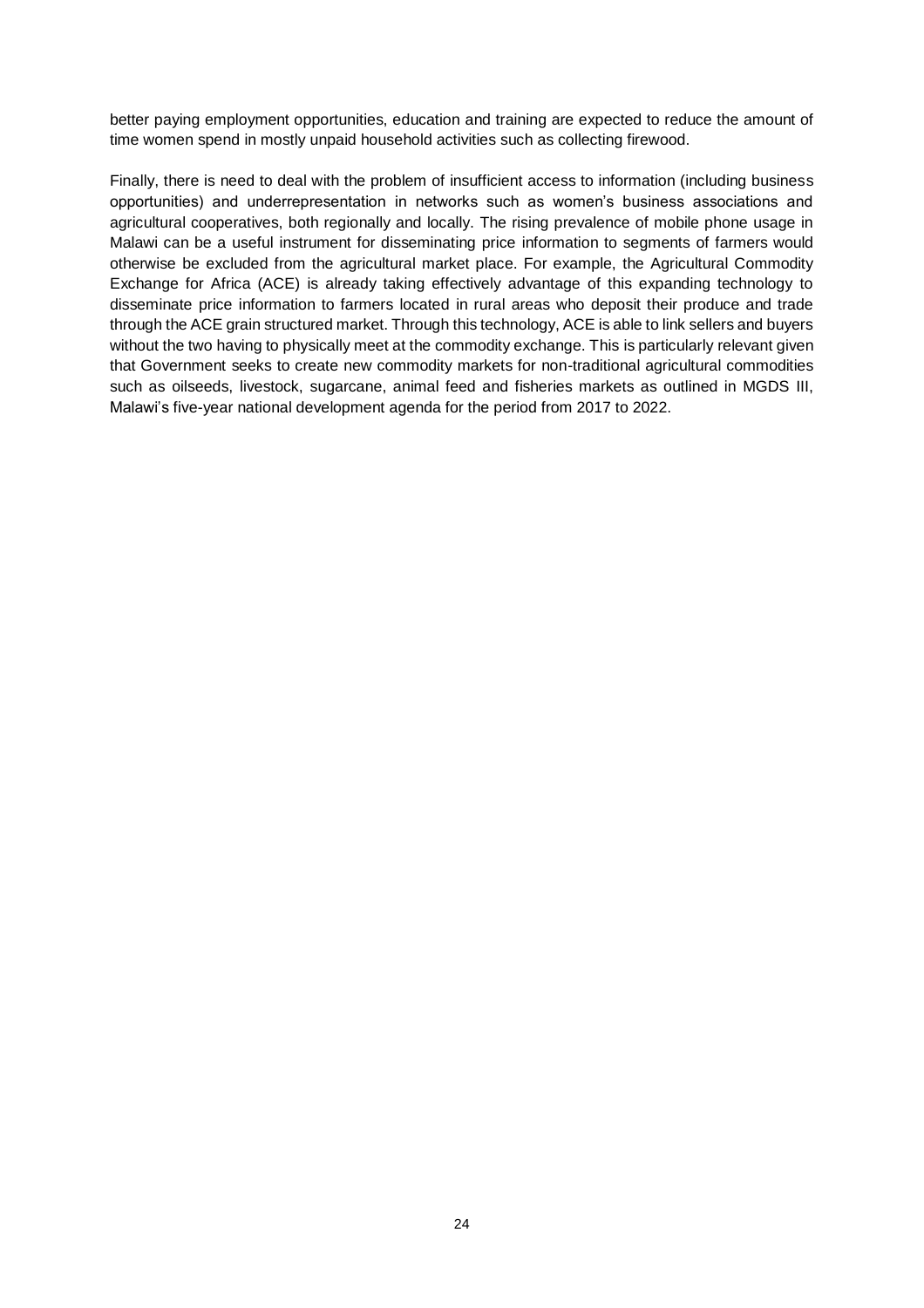better paying employment opportunities, education and training are expected to reduce the amount of time women spend in mostly unpaid household activities such as collecting firewood.

Finally, there is need to deal with the problem of insufficient access to information (including business opportunities) and underrepresentation in networks such as women's business associations and agricultural cooperatives, both regionally and locally. The rising prevalence of mobile phone usage in Malawi can be a useful instrument for disseminating price information to segments of farmers would otherwise be excluded from the agricultural market place. For example, the Agricultural Commodity Exchange for Africa (ACE) is already taking effectively advantage of this expanding technology to disseminate price information to farmers located in rural areas who deposit their produce and trade through the ACE grain structured market. Through this technology, ACE is able to link sellers and buyers without the two having to physically meet at the commodity exchange. This is particularly relevant given that Government seeks to create new commodity markets for non-traditional agricultural commodities such as oilseeds, livestock, sugarcane, animal feed and fisheries markets as outlined in MGDS III, Malawi's five-year national development agenda for the period from 2017 to 2022.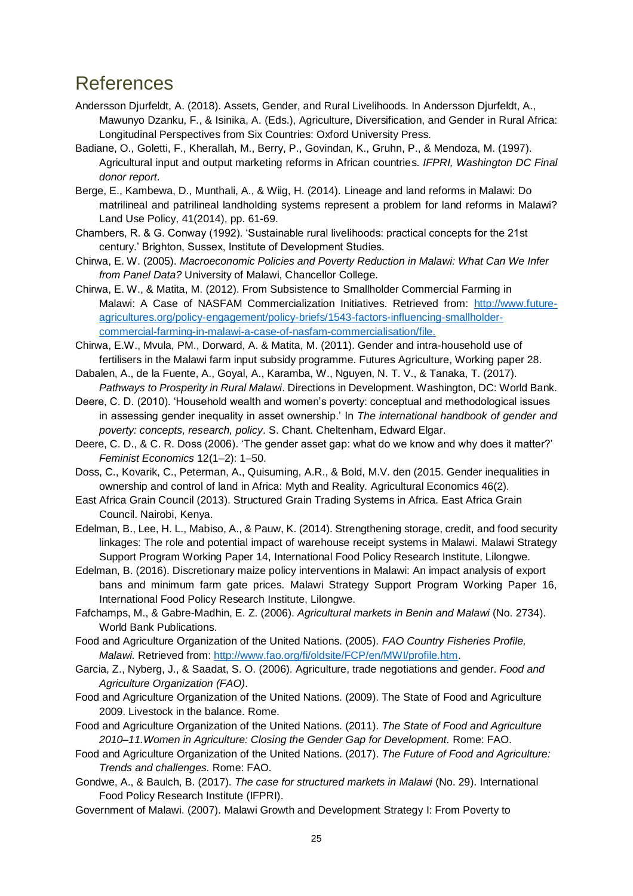# References

Andersson Djurfeldt, A. (2018). Assets, Gender, and Rural Livelihoods. In Andersson Djurfeldt, A., Mawunyo Dzanku, F., & Isinika, A. (Eds.), Agriculture, Diversification, and Gender in Rural Africa: Longitudinal Perspectives from Six Countries: Oxford University Press.

Badiane, O., Goletti, F., Kherallah, M., Berry, P., Govindan, K., Gruhn, P., & Mendoza, M. (1997). Agricultural input and output marketing reforms in African countries. *IFPRI, Washington DC Final donor report*.

Berge, E., Kambewa, D., Munthali, A., & Wiig, H. (2014). Lineage and land reforms in Malawi: Do matrilineal and patrilineal landholding systems represent a problem for land reforms in Malawi? Land Use Policy, 41(2014), pp. 61-69.

Chambers, R. & G. Conway (1992). 'Sustainable rural livelihoods: practical concepts for the 21st century.' Brighton, Sussex, Institute of Development Studies.

Chirwa, E. W. (2005). *Macroeconomic Policies and Poverty Reduction in Malawi: What Can We Infer from Panel Data?* University of Malawi, Chancellor College.

Chirwa, E. W., & Matita, M. (2012). From Subsistence to Smallholder Commercial Farming in Malawi: A Case of NASFAM Commercialization Initiatives. Retrieved from: http://www.future-agricultures.org/policy-engagement/policy-briefs/1543-factors-influencing-smallholder-commercial-farming-in-malawi-a-case-of-nasfam-commercialisation/file.

Chirwa, E.W., Mvula, PM., Dorward, A. & Matita, M. (2011). Gender and intra-household use of fertilisers in the Malawi farm input subsidy programme. Futures Agriculture, Working paper 28.

Dabalen, A., de la Fuente, A., Goyal, A., Karamba, W., Nguyen, N. T. V., & Tanaka, T. (2017). *Pathways to Prosperity in Rural Malawi*. Directions in Development. Washington, DC: World Bank.

Deere, C. D. (2010). 'Household wealth and women's poverty: conceptual and methodological issues in assessing gender inequality in asset ownership.' In *The international handbook of gender and poverty: concepts, research, policy*. S. Chant. Cheltenham, Edward Elgar.

Deere, C. D., & C. R. Doss (2006). 'The gender asset gap: what do we know and why does it matter?' *Feminist Economics* 12(1–2): 1–50.

Doss, C., Kovarik, C., Peterman, A., Quisuming, A.R., & Bold, M.V. den (2015. Gender inequalities in ownership and control of land in Africa: Myth and Reality. Agricultural Economics 46(2).

East Africa Grain Council (2013). Structured Grain Trading Systems in Africa. East Africa Grain Council. Nairobi, Kenya.

Edelman, B., Lee, H. L., Mabiso, A., & Pauw, K. (2014). Strengthening storage, credit, and food security linkages: The role and potential impact of warehouse receipt systems in Malawi. Malawi Strategy Support Program Working Paper 14, International Food Policy Research Institute, Lilongwe.

Edelman, B. (2016). Discretionary maize policy interventions in Malawi: An impact analysis of export bans and minimum farm gate prices. Malawi Strategy Support Program Working Paper 16, International Food Policy Research Institute, Lilongwe.

Fafchamps, M., & Gabre-Madhin, E. Z. (2006). *Agricultural markets in Benin and Malawi* (No. 2734). World Bank Publications.

Food and Agriculture Organization of the United Nations. (2005). *FAO Country Fisheries Profile, Malawi.* Retrieved from: http://www.fao.org/fi/oldsite/FCP/en/MWI/profile.htm.

Garcia, Z., Nyberg, J., & Saadat, S. O. (2006). Agriculture, trade negotiations and gender. *Food and Agriculture Organization (FAO)*.

Food and Agriculture Organization of the United Nations. (2009). The State of Food and Agriculture 2009. Livestock in the balance. Rome.

Food and Agriculture Organization of the United Nations. (2011). *The State of Food and Agriculture 2010–11.Women in Agriculture: Closing the Gender Gap for Development.* Rome: FAO.

Food and Agriculture Organization of the United Nations. (2017). *The Future of Food and Agriculture: Trends and challenges.* Rome: FAO.

Gondwe, A., & Baulch, B. (2017). *The case for structured markets in Malawi* (No. 29). International Food Policy Research Institute (IFPRI).

Government of Malawi. (2007). Malawi Growth and Development Strategy I: From Poverty to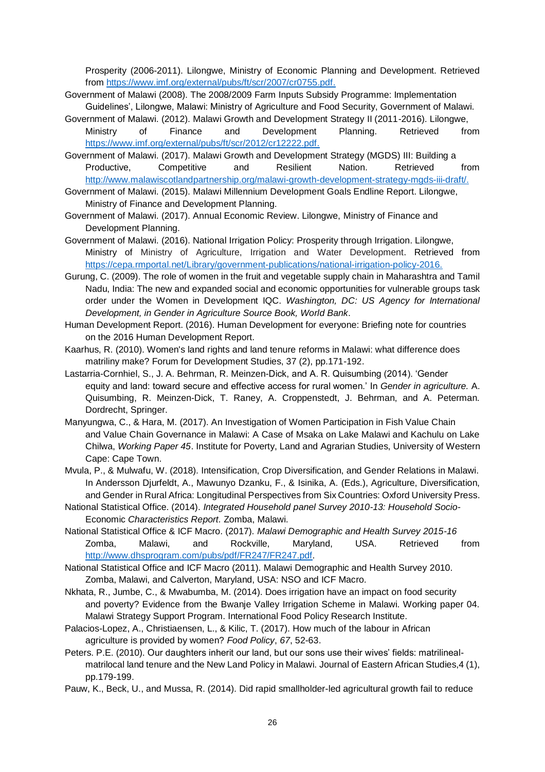Prosperity (2006-2011). Lilongwe, Ministry of Economic Planning and Development. Retrieved from https://www.imf.org/external/pubs/ft/scr/2007/cr0755.pdf.

Government of Malawi (2008). The 2008/2009 Farm Inputs Subsidy Programme: Implementation Guidelines', Lilongwe, Malawi: Ministry of Agriculture and Food Security, Government of Malawi.

Government of Malawi. (2012). Malawi Growth and Development Strategy II (2011-2016). Lilongwe, Ministry of Finance and Development Planning. Retrieved from https://www.imf.org/external/pubs/ft/scr/2012/cr12222.pdf.

Government of Malawi. (2017). Malawi Growth and Development Strategy (MGDS) III: Building a Productive, Competitive and Resilient Nation. Retrieved from http://www.malawiscotlandpartnership.org/malawi-growth-development-strategy-mgds-iii-draft/.

Government of Malawi. (2015). Malawi Millennium Development Goals Endline Report. Lilongwe, Ministry of Finance and Development Planning.

Government of Malawi. (2017). Annual Economic Review. Lilongwe, Ministry of Finance and Development Planning.

Government of Malawi. (2016). National Irrigation Policy: Prosperity through Irrigation. Lilongwe, Ministry of Ministry of Agriculture, Irrigation and Water Development. Retrieved from https://cepa.rmportal.net/Library/government-publications/national-irrigation-policy-2016.

Gurung, C. (2009). The role of women in the fruit and vegetable supply chain in Maharashtra and Tamil Nadu, India: The new and expanded social and economic opportunities for vulnerable groups task order under the Women in Development IQC. *Washington, DC: US Agency for International Development, in Gender in Agriculture Source Book, World Bank*.

Human Development Report. (2016). Human Development for everyone: Briefing note for countries on the 2016 Human Development Report.

Kaarhus, R. (2010). Women's land rights and land tenure reforms in Malawi: what difference does matriliny make? Forum for Development Studies, 37 (2), pp.171-192.

Lastarria-Cornhiel, S., J. A. Behrman, R. Meinzen-Dick, and A. R. Quisumbing (2014). 'Gender equity and land: toward secure and effective access for rural women.' In *Gender in agriculture.* A. Quisumbing, R. Meinzen-Dick, T. Raney, A. Croppenstedt, J. Behrman, and A. Peterman. Dordrecht, Springer.

Manyungwa, C., & Hara, M. (2017). An Investigation of Women Participation in Fish Value Chain and Value Chain Governance in Malawi: A Case of Msaka on Lake Malawi and Kachulu on Lake Chilwa, *Working Paper 45*. Institute for Poverty, Land and Agrarian Studies, University of Western Cape: Cape Town.

Mvula, P., & Mulwafu, W. (2018). Intensification, Crop Diversification, and Gender Relations in Malawi. In Andersson Djurfeldt, A., Mawunyo Dzanku, F., & Isinika, A. (Eds.), Agriculture, Diversification, and Gender in Rural Africa: Longitudinal Perspectives from Six Countries: Oxford University Press.

National Statistical Office. (2014). *Integrated Household panel Survey 2010-13: Household Socio-*Economic *Characteristics Report*. Zomba, Malawi.

National Statistical Office & ICF Macro. (2017). *Malawi Demographic and Health Survey 2015-16* Zomba, Malawi, and Rockville, Maryland, USA. Retrieved from http://www.dhsprogram.com/pubs/pdf/FR247/FR247.pdf.

National Statistical Office and ICF Macro (2011). Malawi Demographic and Health Survey 2010. Zomba, Malawi, and Calverton, Maryland, USA: NSO and ICF Macro.

Nkhata, R., Jumbe, C., & Mwabumba, M. (2014). Does irrigation have an impact on food security and poverty? Evidence from the Bwanje Valley Irrigation Scheme in Malawi. Working paper 04. Malawi Strategy Support Program. International Food Policy Research Institute.

Palacios-Lopez, A., Christiaensen, L., & Kilic, T. (2017). How much of the labour in African agriculture is provided by women? *Food Policy*, *67*, 52-63.

Peters. P.E. (2010). Our daughters inherit our land, but our sons use their wives' fields: matrilineal-matrilocal land tenure and the New Land Policy in Malawi. Journal of Eastern African Studies,4 (1), pp.179-199.

Pauw, K., Beck, U., and Mussa, R. (2014). Did rapid smallholder-led agricultural growth fail to reduce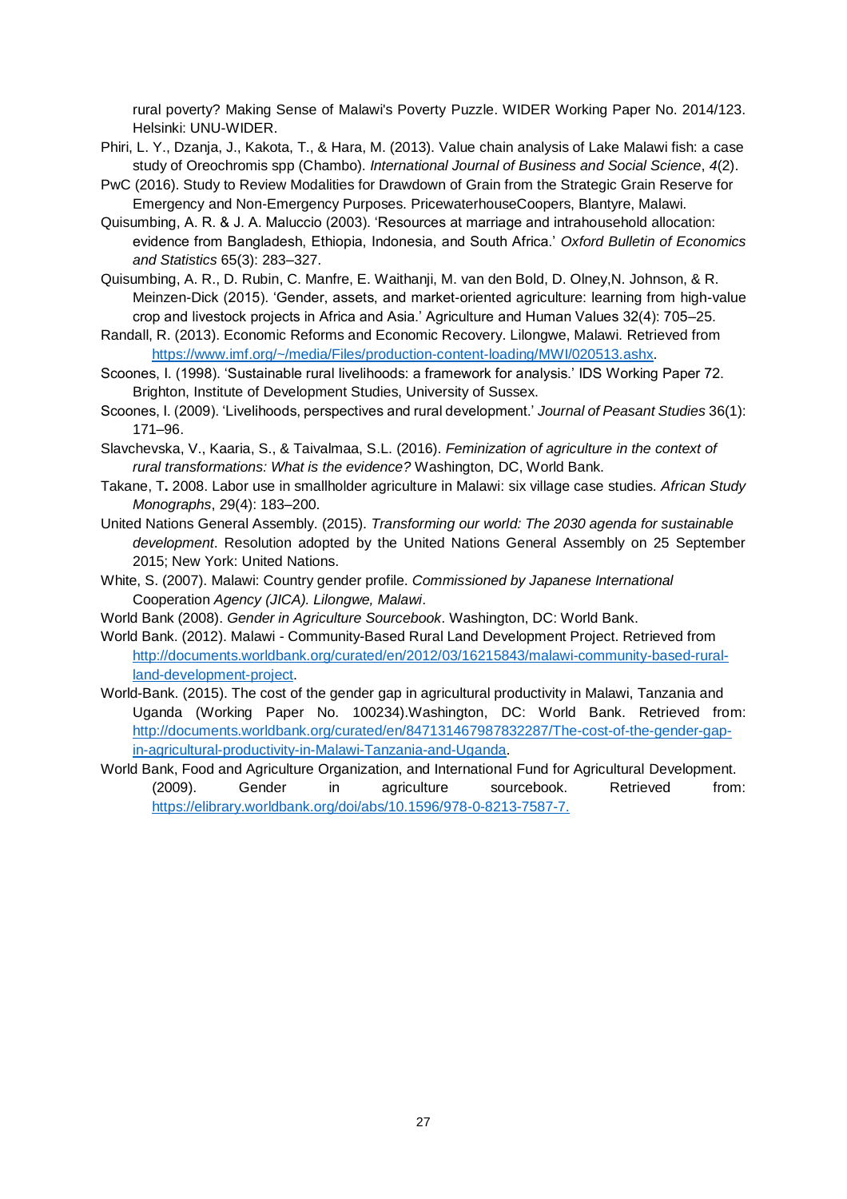rural poverty? Making Sense of Malawi's Poverty Puzzle. WIDER Working Paper No. 2014/123. Helsinki: UNU-WIDER.

Phiri, L. Y., Dzanja, J., Kakota, T., & Hara, M. (2013). Value chain analysis of Lake Malawi fish: a case study of Oreochromis spp (Chambo). *International Journal of Business and Social Science*, *4*(2).

PwC (2016). Study to Review Modalities for Drawdown of Grain from the Strategic Grain Reserve for Emergency and Non-Emergency Purposes. PricewaterhouseCoopers, Blantyre, Malawi.

Quisumbing, A. R. & J. A. Maluccio (2003). 'Resources at marriage and intrahousehold allocation: evidence from Bangladesh, Ethiopia, Indonesia, and South Africa.' *Oxford Bulletin of Economics and Statistics* 65(3): 283–327.

Quisumbing, A. R., D. Rubin, C. Manfre, E. Waithanji, M. van den Bold, D. Olney,N. Johnson, & R. Meinzen-Dick (2015). 'Gender, assets, and market-oriented agriculture: learning from high-value crop and livestock projects in Africa and Asia.' Agriculture and Human Values 32(4): 705–25.

Randall, R. (2013). Economic Reforms and Economic Recovery. Lilongwe, Malawi. Retrieved from https://www.imf.org/~/media/Files/production-content-loading/MWI/020513.ashx.

Scoones, I. (1998). 'Sustainable rural livelihoods: a framework for analysis.' IDS Working Paper 72. Brighton, Institute of Development Studies, University of Sussex.

Scoones, I. (2009). 'Livelihoods, perspectives and rural development.' *Journal of Peasant Studies* 36(1): 171–96.

Slavchevska, V., Kaaria, S., & Taivalmaa, S.L. (2016). *Feminization of agriculture in the context of rural transformations: What is the evidence?* Washington, DC, World Bank.

Takane, T**.** 2008. Labor use in smallholder agriculture in Malawi: six village case studies. *African Study Monographs*, 29(4): 183–200.

United Nations General Assembly. (2015). *Transforming our world: The 2030 agenda for sustainable development*. Resolution adopted by the United Nations General Assembly on 25 September 2015; New York: United Nations.

White, S. (2007). Malawi: Country gender profile. *Commissioned by Japanese International* Cooperation *Agency (JICA). Lilongwe, Malawi*.

World Bank (2008). *Gender in Agriculture Sourcebook*. Washington, DC: World Bank.

World Bank. (2012). Malawi - Community-Based Rural Land Development Project. Retrieved from http://documents.worldbank.org/curated/en/2012/03/16215843/malawi-community-based-rural-land-development-project.

World-Bank. (2015). The cost of the gender gap in agricultural productivity in Malawi, Tanzania and Uganda (Working Paper No. 100234).Washington, DC: World Bank. Retrieved from: http://documents.worldbank.org/curated/en/847131467987832287/The-cost-of-the-gender-gap-in-agricultural-productivity-in-Malawi-Tanzania-and-Uganda.

World Bank, Food and Agriculture Organization, and International Fund for Agricultural Development. (2009). Gender in agriculture sourcebook. Retrieved from: https://elibrary.worldbank.org/doi/abs/10.1596/978-0-8213-7587-7.